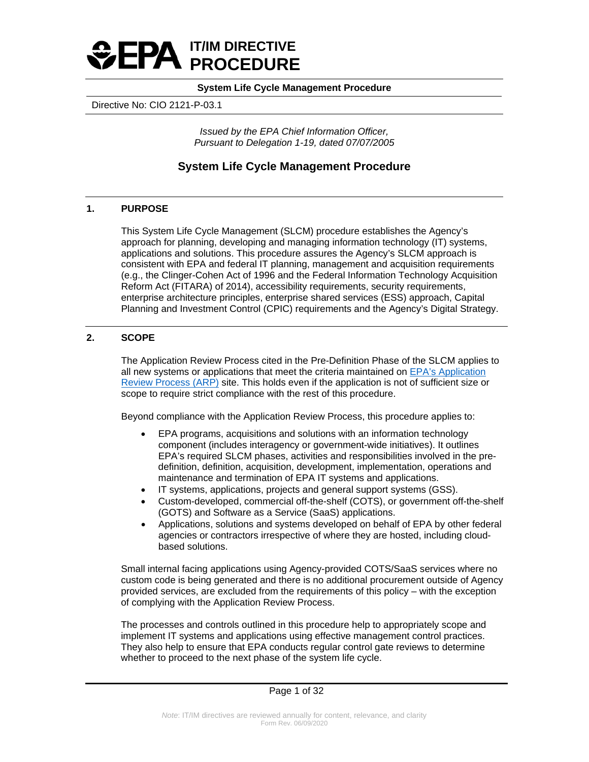# IT/IM DIRECTIVE PROCEDURE

**System Life Cycle Management Procedure**

Directive No: CIO 2121-P-03.1

*Issued by the EPA Chief Information Officer, Pursuant to Delegation 1-19, dated 07/07/2005*

## System Life Cycle Management Procedure

## 1. PURPOSE

This System Life Cycle Management (SLCM) procedure establishes the Agency's approach for planning, developing and managing information technology (IT) systems, applications and solutions. This procedure assures the Agency's SLCM approach is consistent with EPA and federal IT planning, management and acquisition requirements (e.g., the Clinger-Cohen Act of 1996 and the Federal Information Technology Acquisition Reform Act (FITARA) of 2014), accessibility requirements, security requirements, enterprise architecture principles, enterprise shared services (ESS) approach, Capital Planning and Investment Control (CPIC) requirements and the Agency's Digital Strategy.

## 2. SCOPE

The Application Review Process cited in the Pre-Definition Phase of the SLCM applies to all new systems or applications that meet the criteria maintained on EPA's Application Review Process (ARP) site. This holds even if the application is not of sufficient size or scope to require strict compliance with the rest of this procedure.

Beyond compliance with the Application Review Process, this procedure applies to:

- EPA programs, acquisitions and solutions with an information technology component (includes interagency or government-wide initiatives). It outlines EPA's required SLCM phases, activities and responsibilities involved in the pre-definition, definition, acquisition, development, implementation, operations and maintenance and termination of EPA IT systems and applications.
- IT systems, applications, projects and general support systems (GSS).
- Custom-developed, commercial off-the-shelf (COTS), or government off-the-shelf (GOTS) and Software as a Service (SaaS) applications.
- Applications, solutions and systems developed on behalf of EPA by other federal agencies or contractors irrespective of where they are hosted, including cloud-based solutions.

Small internal facing applications using Agency-provided COTS/SaaS services where no custom code is being generated and there is no additional procurement outside of Agency provided services, are excluded from the requirements of this policy – with the exception of complying with the Application Review Process.

The processes and controls outlined in this procedure help to appropriately scope and implement IT systems and applications using effective management control practices. They also help to ensure that EPA conducts regular control gate reviews to determine whether to proceed to the next phase of the system life cycle.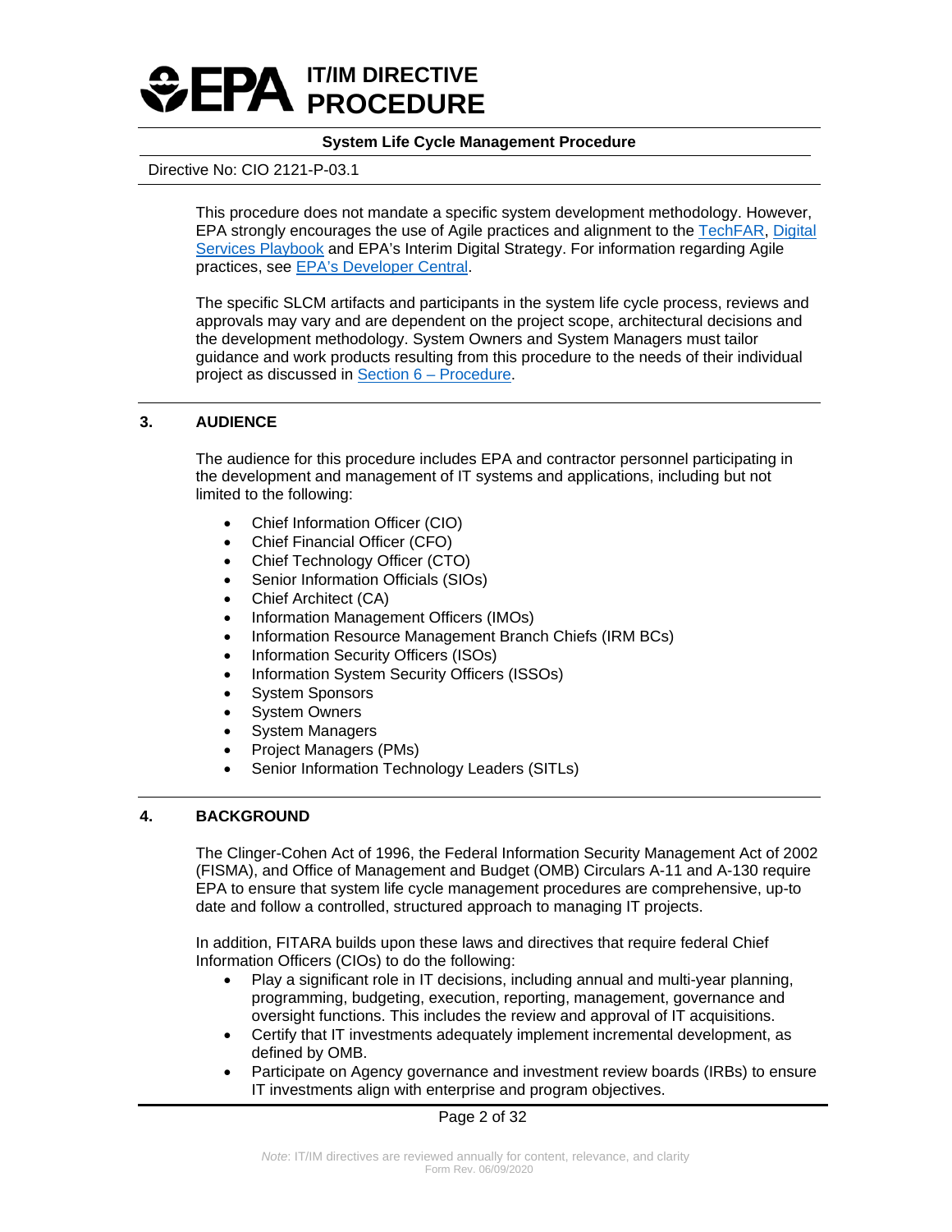This procedure does not mandate a specific system development methodology. However, EPA strongly encourages the use of Agile practices and alignment to the TechFAR, Digital Services Playbook and EPA's Interim Digital Strategy. For information regarding Agile practices, see EPA's Developer Central.

The specific SLCM artifacts and participants in the system life cycle process, reviews and approvals may vary and are dependent on the project scope, architectural decisions and the development methodology. System Owners and System Managers must tailor guidance and work products resulting from this procedure to the needs of their individual project as discussed in Section 6 – Procedure.

## 3. AUDIENCE

The audience for this procedure includes EPA and contractor personnel participating in the development and management of IT systems and applications, including but not limited to the following:

- Chief Information Officer (CIO)
- Chief Financial Officer (CFO)
- Chief Technology Officer (CTO)
- Senior Information Officials (SIOs)
- Chief Architect (CA)
- Information Management Officers (IMOs)
- Information Resource Management Branch Chiefs (IRM BCs)
- Information Security Officers (ISOs)
- Information System Security Officers (ISSOs)
- System Sponsors
- System Owners
- System Managers
- Project Managers (PMs)
- Senior Information Technology Leaders (SITLs)

## 4. BACKGROUND

The Clinger-Cohen Act of 1996, the Federal Information Security Management Act of 2002 (FISMA), and Office of Management and Budget (OMB) Circulars A-11 and A-130 require EPA to ensure that system life cycle management procedures are comprehensive, up-to date and follow a controlled, structured approach to managing IT projects.

In addition, FITARA builds upon these laws and directives that require federal Chief Information Officers (CIOs) to do the following:

- Play a significant role in IT decisions, including annual and multi-year planning, programming, budgeting, execution, reporting, management, governance and oversight functions. This includes the review and approval of IT acquisitions.
- Certify that IT investments adequately implement incremental development, as defined by OMB.
- Participate on Agency governance and investment review boards (IRBs) to ensure IT investments align with enterprise and program objectives.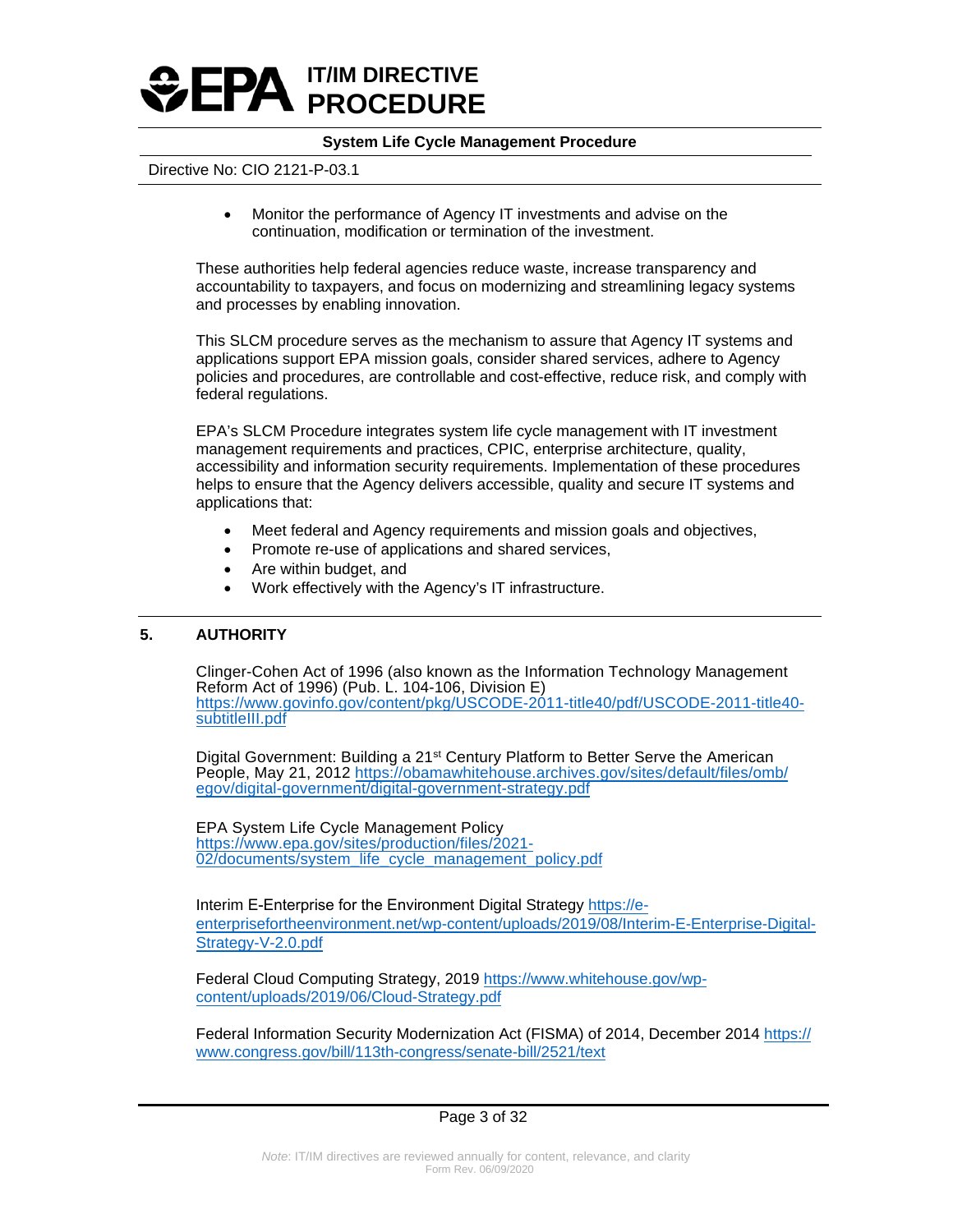- Monitor the performance of Agency IT investments and advise on the continuation, modification or termination of the investment.

These authorities help federal agencies reduce waste, increase transparency and accountability to taxpayers, and focus on modernizing and streamlining legacy systems and processes by enabling innovation.

This SLCM procedure serves as the mechanism to assure that Agency IT systems and applications support EPA mission goals, consider shared services, adhere to Agency policies and procedures, are controllable and cost-effective, reduce risk, and comply with federal regulations.

EPA's SLCM Procedure integrates system life cycle management with IT investment management requirements and practices, CPIC, enterprise architecture, quality, accessibility and information security requirements. Implementation of these procedures helps to ensure that the Agency delivers accessible, quality and secure IT systems and applications that:

- Meet federal and Agency requirements and mission goals and objectives,
- Promote re-use of applications and shared services,
- Are within budget, and
- Work effectively with the Agency's IT infrastructure.

## 5. AUTHORITY

Clinger-Cohen Act of 1996 (also known as the Information Technology Management Reform Act of 1996) (Pub. L. 104-106, Division E) https://www.govinfo.gov/content/pkg/USCODE-2011-title40/pdf/USCODE-2011-title40-subtitleIII.pdf

Digital Government: Building a 21st Century Platform to Better Serve the American People, May 21, 2012 https://obamawhitehouse.archives.gov/sites/default/files/omb/egov/digital-government/digital-government-strategy.pdf

EPA System Life Cycle Management Policy https://www.epa.gov/sites/production/files/2021-02/documents/system_life_cycle_management_policy.pdf

Interim E-Enterprise for the Environment Digital Strategy https://e-enterprisefortheenvironment.net/wp-content/uploads/2019/08/Interim-E-Enterprise-Digital-Strategy-V-2.0.pdf

Federal Cloud Computing Strategy, 2019 https://www.whitehouse.gov/wp-content/uploads/2019/06/Cloud-Strategy.pdf

Federal Information Security Modernization Act (FISMA) of 2014, December 2014 https://www.congress.gov/bill/113th-congress/senate-bill/2521/text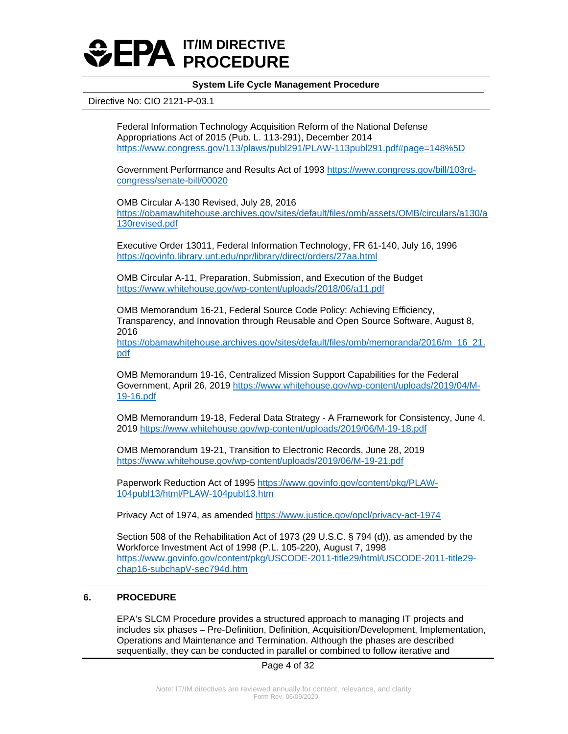Federal Information Technology Acquisition Reform of the National Defense Appropriations Act of 2015 (Pub. L. 113-291), December 2014 https://www.congress.gov/113/plaws/publ291/PLAW-113publ291.pdf#page=148%5D

Government Performance and Results Act of 1993 https://www.congress.gov/bill/103rd-congress/senate-bill/00020

OMB Circular A-130 Revised, July 28, 2016 https://obamawhitehouse.archives.gov/sites/default/files/omb/assets/OMB/circulars/a130/a130revised.pdf

Executive Order 13011, Federal Information Technology, FR 61-140, July 16, 1996 https://govinfo.library.unt.edu/npr/library/direct/orders/27aa.html

OMB Circular A-11, Preparation, Submission, and Execution of the Budget https://www.whitehouse.gov/wp-content/uploads/2018/06/a11.pdf

OMB Memorandum 16-21, Federal Source Code Policy: Achieving Efficiency, Transparency, and Innovation through Reusable and Open Source Software, August 8, 2016 https://obamawhitehouse.archives.gov/sites/default/files/omb/memoranda/2016/m_16_21.pdf

OMB Memorandum 19-16, Centralized Mission Support Capabilities for the Federal Government, April 26, 2019 https://www.whitehouse.gov/wp-content/uploads/2019/04/M-19-16.pdf

OMB Memorandum 19-18, Federal Data Strategy - A Framework for Consistency, June 4, 2019 https://www.whitehouse.gov/wp-content/uploads/2019/06/M-19-18.pdf

OMB Memorandum 19-21, Transition to Electronic Records, June 28, 2019 https://www.whitehouse.gov/wp-content/uploads/2019/06/M-19-21.pdf

Paperwork Reduction Act of 1995 https://www.govinfo.gov/content/pkg/PLAW-104publ13/html/PLAW-104publ13.htm

Privacy Act of 1974, as amended https://www.justice.gov/opcl/privacy-act-1974

Section 508 of the Rehabilitation Act of 1973 (29 U.S.C. § 794 (d)), as amended by the Workforce Investment Act of 1998 (P.L. 105-220), August 7, 1998 https://www.govinfo.gov/content/pkg/USCODE-2011-title29/html/USCODE-2011-title29-chap16-subchapV-sec794d.htm

## 6. PROCEDURE

EPA's SLCM Procedure provides a structured approach to managing IT projects and includes six phases – Pre-Definition, Definition, Acquisition/Development, Implementation, Operations and Maintenance and Termination. Although the phases are described sequentially, they can be conducted in parallel or combined to follow iterative and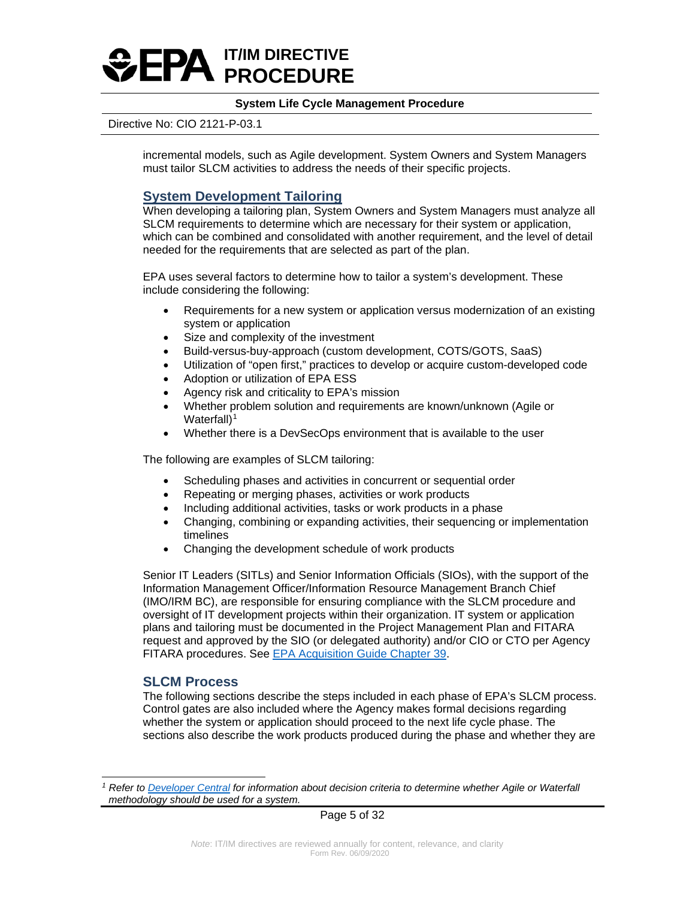incremental models, such as Agile development. System Owners and System Managers must tailor SLCM activities to address the needs of their specific projects.

## System Development Tailoring

When developing a tailoring plan, System Owners and System Managers must analyze all SLCM requirements to determine which are necessary for their system or application, which can be combined and consolidated with another requirement, and the level of detail needed for the requirements that are selected as part of the plan.

EPA uses several factors to determine how to tailor a system's development. These include considering the following:

- Requirements for a new system or application versus modernization of an existing system or application
- Size and complexity of the investment
- Build-versus-buy-approach (custom development, COTS/GOTS, SaaS)
- Utilization of "open first," practices to develop or acquire custom-developed code
- Adoption or utilization of EPA ESS
- Agency risk and criticality to EPA's mission
- Whether problem solution and requirements are known/unknown (Agile or Waterfall)[1]
- Whether there is a DevSecOps environment that is available to the user

The following are examples of SLCM tailoring:

- Scheduling phases and activities in concurrent or sequential order
- Repeating or merging phases, activities or work products
- Including additional activities, tasks or work products in a phase
- Changing, combining or expanding activities, their sequencing or implementation timelines
- Changing the development schedule of work products

Senior IT Leaders (SITLs) and Senior Information Officials (SIOs), with the support of the Information Management Officer/Information Resource Management Branch Chief (IMO/IRM BC), are responsible for ensuring compliance with the SLCM procedure and oversight of IT development projects within their organization. IT system or application plans and tailoring must be documented in the Project Management Plan and FITARA request and approved by the SIO (or delegated authority) and/or CIO or CTO per Agency FITARA procedures. See [EPA Acquisition Guide Chapter 39](EPA Acquisition Guide Chapter 39).

## SLCM Process

The following sections describe the steps included in each phase of EPA's SLCM process. Control gates are also included where the Agency makes formal decisions regarding whether the system or application should proceed to the next life cycle phase. The sections also describe the work products produced during the phase and whether they are

---

[1] *Refer to Developer Central for information about decision criteria to determine whether Agile or Waterfall methodology should be used for a system.*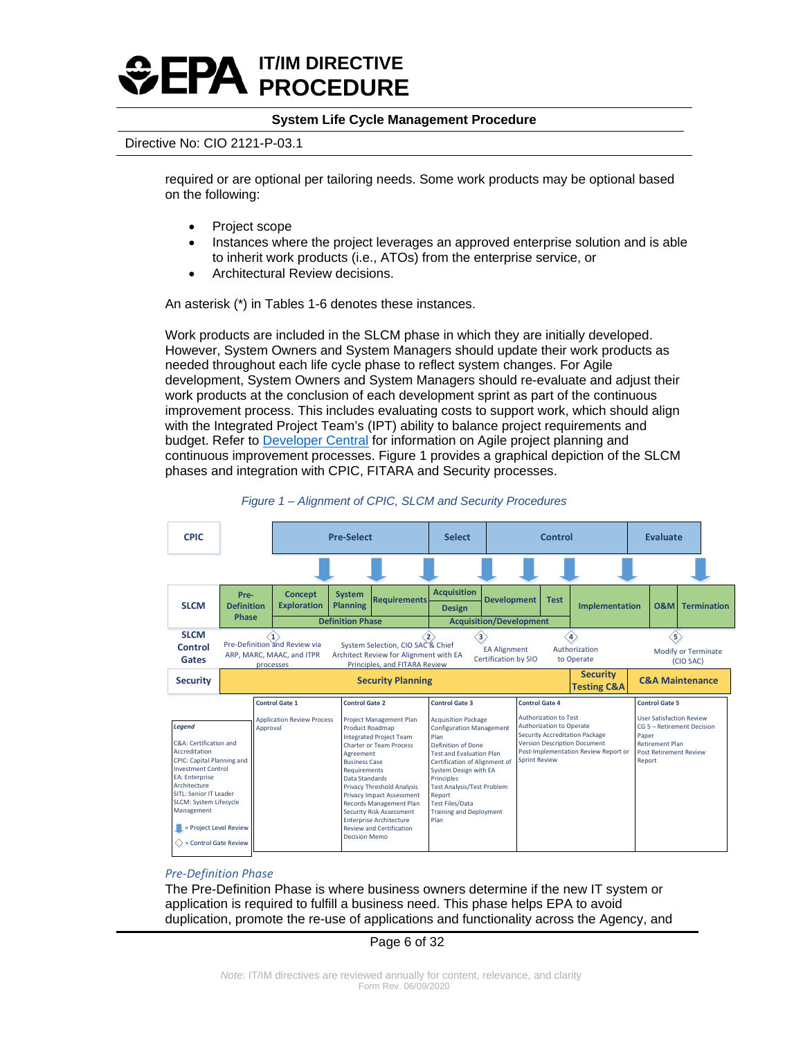required or are optional per tailoring needs. Some work products may be optional based on the following:

- Project scope
- Instances where the project leverages an approved enterprise solution and is able to inherit work products (i.e., ATOs) from the enterprise service, or
- Architectural Review decisions.

An asterisk (*) in Tables 1-6 denotes these instances.

Work products are included in the SLCM phase in which they are initially developed. However, System Owners and System Managers should update their work products as needed throughout each life cycle phase to reflect system changes. For Agile development, System Owners and System Managers should re-evaluate and adjust their work products at the conclusion of each development sprint as part of the continuous improvement process. This includes evaluating costs to support work, which should align with the Integrated Project Team's (IPT) ability to balance project requirements and budget. Refer to Developer Central for information on Agile project planning and continuous improvement processes. Figure 1 provides a graphical depiction of the SLCM phases and integration with CPIC, FITARA and Security processes.

*Figure 1 – Alignment of CPIC, SLCM and Security Procedures*

| CPIC | | Pre-Select | | | Select | Control | | | Evaluate | |
|---|---|---|---|---|---|---|---|---|---|---|
| **SLCM** | Pre-Definition Phase | Concept Exploration | System Planning | Requirements | Acquisition / Design | Development | Test | Implementation | O&M | Termination |
| | | Definition Phase | | | Acquisition/Development | | | | | |
| **SLCM Control Gates** | 1 Pre-Definition and Review via ARP, MARC, MAAC, and ITPR processes | | | 2 System Selection, CIO SAC & Chief Architect Review for Alignment with EA Principles, and FITARA Review | 3 EA Alignment Certification by SIO | | 4 Authorization to Operate | | 5 Modify or Terminate (CIO SAC) | |
| **Security** | Security Planning | | | | | | | Security Testing C&A | C&A Maintenance | |

| Control Gate 1 | Control Gate 2 | Control Gate 3 | Control Gate 4 | Control Gate 5 |
|---|---|---|---|---|
| Application Review Process Approval | Project Management Plan<br>Product Roadmap<br>Integrated Project Team Charter or Team Process Agreement<br>Business Case<br>Requirements<br>Data Standards<br>Privacy Threshold Analysis<br>Privacy Impact Assessment<br>Records Management Plan<br>Security Risk Assessment<br>Enterprise Architecture Review and Certification Decision Memo | Acquisition Package<br>Configuration Management Plan<br>Definition of Done<br>Test and Evaluation Plan<br>Certification of Alignment of System Design with EA Principles<br>Test Analysis/Test Problem Report<br>Test Files/Data<br>Training and Deployment Plan | Authorization to Test<br>Authorization to Operate<br>Security Accreditation Package<br>Version Description Document<br>Post-Implementation Review Report or Sprint Review | User Satisfaction Review<br>CG 5 – Retirement Decision Paper<br>Retirement Plan<br>Post Retirement Review Report |

*Legend*

C&A: Certification and Accreditation
CPIC: Capital Planning and Investment Control
EA: Enterprise Architecture
SITL: Senior IT Leader
SLCM: System Lifecycle Management

(arrow) = Project Level Review
(diamond) = Control Gate Review

*Pre-Definition Phase*

The Pre-Definition Phase is where business owners determine if the new IT system or application is required to fulfill a business need. This phase helps EPA to avoid duplication, promote the re-use of applications and functionality across the Agency, and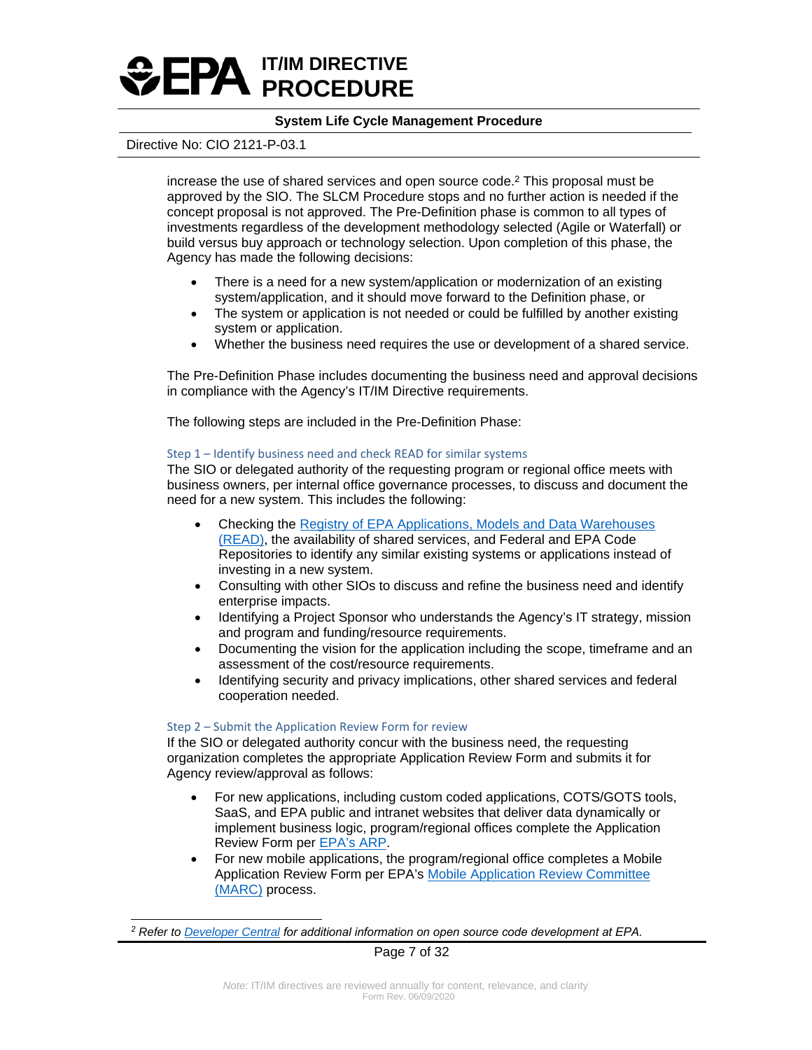increase the use of shared services and open source code.[2] This proposal must be approved by the SIO. The SLCM Procedure stops and no further action is needed if the concept proposal is not approved. The Pre-Definition phase is common to all types of investments regardless of the development methodology selected (Agile or Waterfall) or build versus buy approach or technology selection. Upon completion of this phase, the Agency has made the following decisions:

- There is a need for a new system/application or modernization of an existing system/application, and it should move forward to the Definition phase, or
- The system or application is not needed or could be fulfilled by another existing system or application.
- Whether the business need requires the use or development of a shared service.

The Pre-Definition Phase includes documenting the business need and approval decisions in compliance with the Agency's IT/IM Directive requirements.

The following steps are included in the Pre-Definition Phase:

#### Step 1 – Identify business need and check READ for similar systems

The SIO or delegated authority of the requesting program or regional office meets with business owners, per internal office governance processes, to discuss and document the need for a new system. This includes the following:

- Checking the Registry of EPA Applications, Models and Data Warehouses (READ), the availability of shared services, and Federal and EPA Code Repositories to identify any similar existing systems or applications instead of investing in a new system.
- Consulting with other SIOs to discuss and refine the business need and identify enterprise impacts.
- Identifying a Project Sponsor who understands the Agency's IT strategy, mission and program and funding/resource requirements.
- Documenting the vision for the application including the scope, timeframe and an assessment of the cost/resource requirements.
- Identifying security and privacy implications, other shared services and federal cooperation needed.

#### Step 2 – Submit the Application Review Form for review

If the SIO or delegated authority concur with the business need, the requesting organization completes the appropriate Application Review Form and submits it for Agency review/approval as follows:

- For new applications, including custom coded applications, COTS/GOTS tools, SaaS, and EPA public and intranet websites that deliver data dynamically or implement business logic, program/regional offices complete the Application Review Form per EPA's ARP.
- For new mobile applications, the program/regional office completes a Mobile Application Review Form per EPA's Mobile Application Review Committee (MARC) process.

---

[2] *Refer to Developer Central for additional information on open source code development at EPA.*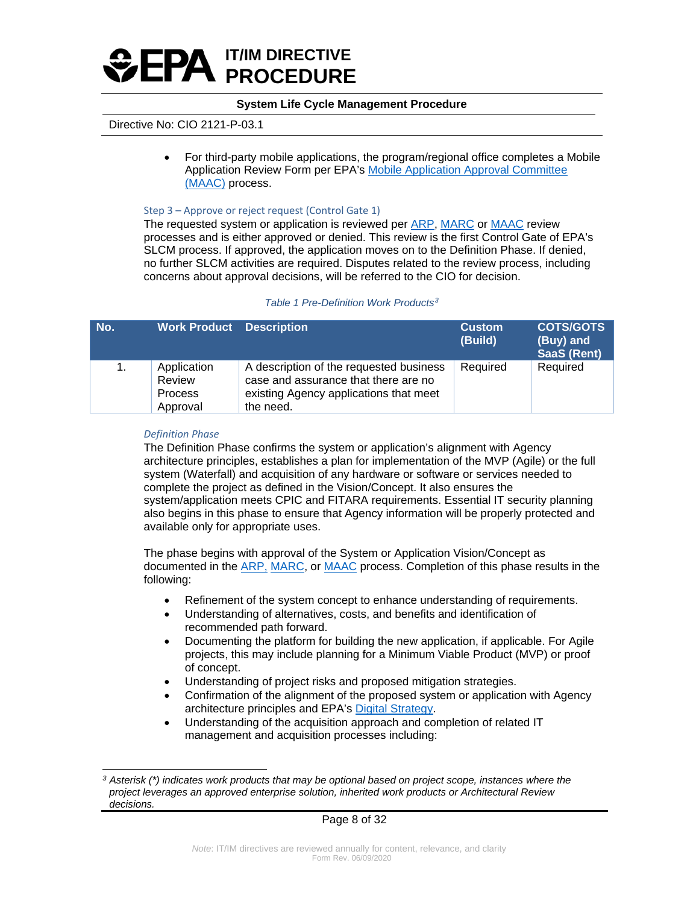- For third-party mobile applications, the program/regional office completes a Mobile Application Review Form per EPA's Mobile Application Approval Committee (MAAC) process.

#### Step 3 – Approve or reject request (Control Gate 1)

The requested system or application is reviewed per ARP, MARC or MAAC review processes and is either approved or denied. This review is the first Control Gate of EPA's SLCM process. If approved, the application moves on to the Definition Phase. If denied, no further SLCM activities are required. Disputes related to the review process, including concerns about approval decisions, will be referred to the CIO for decision.

*Table 1 Pre-Definition Work Products[3]*

| No. | Work Product | Description | Custom (Build) | COTS/GOTS (Buy) and SaaS (Rent) |
|---|---|---|---|---|
| 1. | Application Review Process Approval | A description of the requested business case and assurance that there are no existing Agency applications that meet the need. | Required | Required |

### *Definition Phase*

The Definition Phase confirms the system or application's alignment with Agency architecture principles, establishes a plan for implementation of the MVP (Agile) or the full system (Waterfall) and acquisition of any hardware or software or services needed to complete the project as defined in the Vision/Concept. It also ensures the system/application meets CPIC and FITARA requirements. Essential IT security planning also begins in this phase to ensure that Agency information will be properly protected and available only for appropriate uses.

The phase begins with approval of the System or Application Vision/Concept as documented in the ARP, MARC, or MAAC process. Completion of this phase results in the following:

- Refinement of the system concept to enhance understanding of requirements.
- Understanding of alternatives, costs, and benefits and identification of recommended path forward.
- Documenting the platform for building the new application, if applicable. For Agile projects, this may include planning for a Minimum Viable Product (MVP) or proof of concept.
- Understanding of project risks and proposed mitigation strategies.
- Confirmation of the alignment of the proposed system or application with Agency architecture principles and EPA's Digital Strategy.
- Understanding of the acquisition approach and completion of related IT management and acquisition processes including:

[3] *Asterisk (*) indicates work products that may be optional based on project scope, instances where the project leverages an approved enterprise solution, inherited work products or Architectural Review decisions.*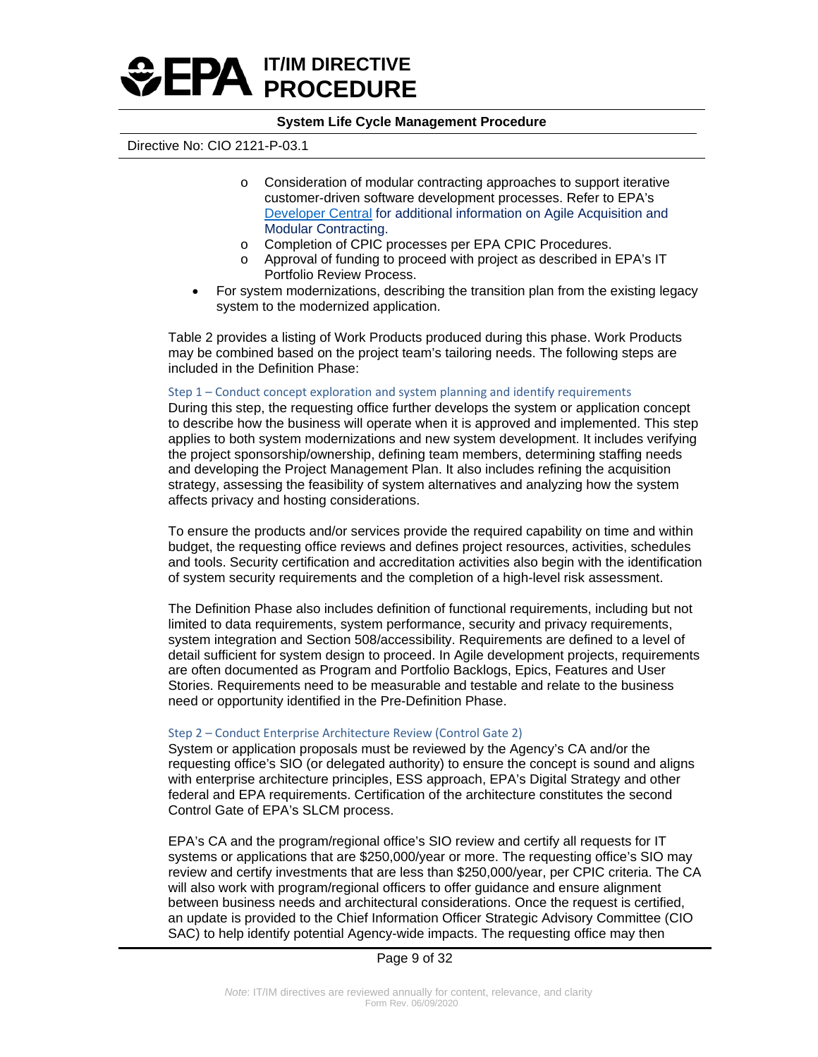- Consideration of modular contracting approaches to support iterative customer-driven software development processes. Refer to EPA's Developer Central for additional information on Agile Acquisition and Modular Contracting.
  - Completion of CPIC processes per EPA CPIC Procedures.
  - Approval of funding to proceed with project as described in EPA's IT Portfolio Review Process.
- For system modernizations, describing the transition plan from the existing legacy system to the modernized application.

Table 2 provides a listing of Work Products produced during this phase. Work Products may be combined based on the project team's tailoring needs. The following steps are included in the Definition Phase:

#### Step 1 – Conduct concept exploration and system planning and identify requirements

During this step, the requesting office further develops the system or application concept to describe how the business will operate when it is approved and implemented. This step applies to both system modernizations and new system development. It includes verifying the project sponsorship/ownership, defining team members, determining staffing needs and developing the Project Management Plan. It also includes refining the acquisition strategy, assessing the feasibility of system alternatives and analyzing how the system affects privacy and hosting considerations.

To ensure the products and/or services provide the required capability on time and within budget, the requesting office reviews and defines project resources, activities, schedules and tools. Security certification and accreditation activities also begin with the identification of system security requirements and the completion of a high-level risk assessment.

The Definition Phase also includes definition of functional requirements, including but not limited to data requirements, system performance, security and privacy requirements, system integration and Section 508/accessibility. Requirements are defined to a level of detail sufficient for system design to proceed. In Agile development projects, requirements are often documented as Program and Portfolio Backlogs, Epics, Features and User Stories. Requirements need to be measurable and testable and relate to the business need or opportunity identified in the Pre-Definition Phase.

#### Step 2 – Conduct Enterprise Architecture Review (Control Gate 2)

System or application proposals must be reviewed by the Agency's CA and/or the requesting office's SIO (or delegated authority) to ensure the concept is sound and aligns with enterprise architecture principles, ESS approach, EPA's Digital Strategy and other federal and EPA requirements. Certification of the architecture constitutes the second Control Gate of EPA's SLCM process.

EPA's CA and the program/regional office's SIO review and certify all requests for IT systems or applications that are $250,000/year or more. The requesting office's SIO may review and certify investments that are less than $250,000/year, per CPIC criteria. The CA will also work with program/regional officers to offer guidance and ensure alignment between business needs and architectural considerations. Once the request is certified, an update is provided to the Chief Information Officer Strategic Advisory Committee (CIO SAC) to help identify potential Agency-wide impacts. The requesting office may then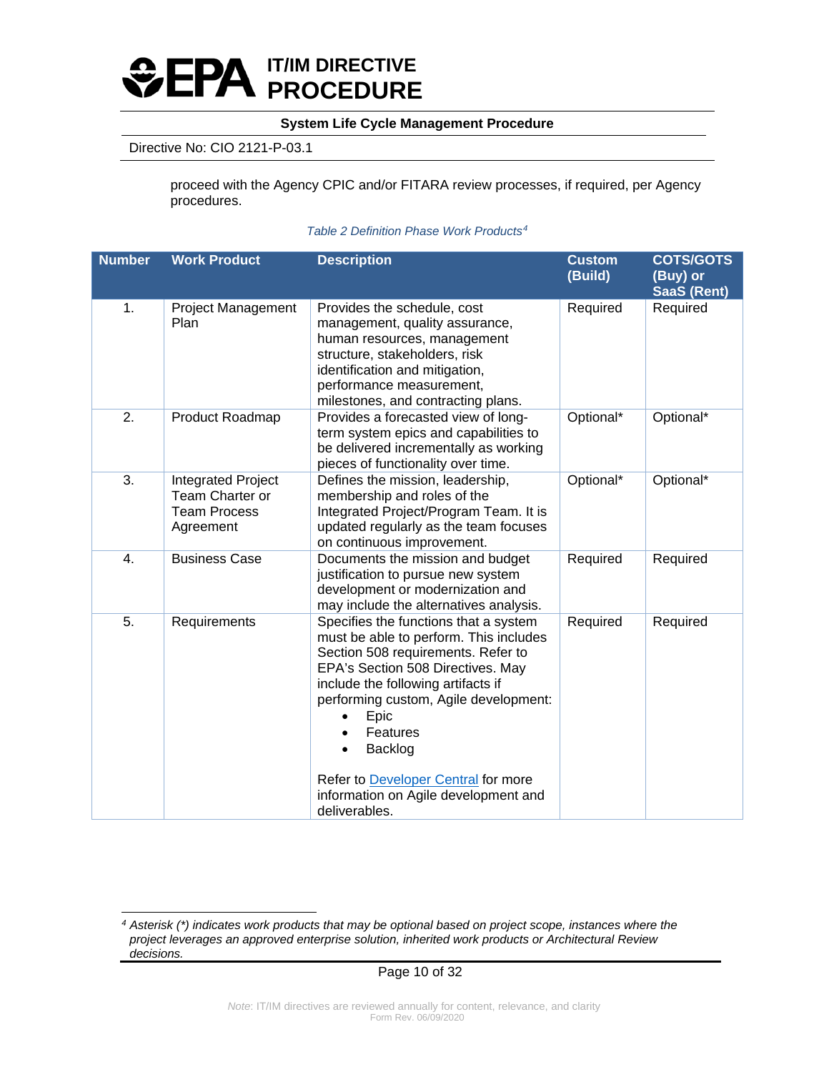proceed with the Agency CPIC and/or FITARA review processes, if required, per Agency procedures.

*Table 2 Definition Phase Work Products*[4]

| Number | Work Product | Description | Custom (Build) | COTS/GOTS (Buy) or SaaS (Rent) |
|---|---|---|---|---|
| 1. | Project Management Plan | Provides the schedule, cost management, quality assurance, human resources, management structure, stakeholders, risk identification and mitigation, performance measurement, milestones, and contracting plans. | Required | Required |
| 2. | Product Roadmap | Provides a forecasted view of long-term system epics and capabilities to be delivered incrementally as working pieces of functionality over time. | Optional* | Optional* |
| 3. | Integrated Project Team Charter or Team Process Agreement | Defines the mission, leadership, membership and roles of the Integrated Project/Program Team. It is updated regularly as the team focuses on continuous improvement. | Optional* | Optional* |
| 4. | Business Case | Documents the mission and budget justification to pursue new system development or modernization and may include the alternatives analysis. | Required | Required |
| 5. | Requirements | Specifies the functions that a system must be able to perform. This includes Section 508 requirements. Refer to EPA's Section 508 Directives. May include the following artifacts if performing custom, Agile development: <br>• Epic <br>• Features <br>• Backlog <br><br>Refer to Developer Central for more information on Agile development and deliverables. | Required | Required |

[4] *Asterisk (*) indicates work products that may be optional based on project scope, instances where the project leverages an approved enterprise solution, inherited work products or Architectural Review decisions.*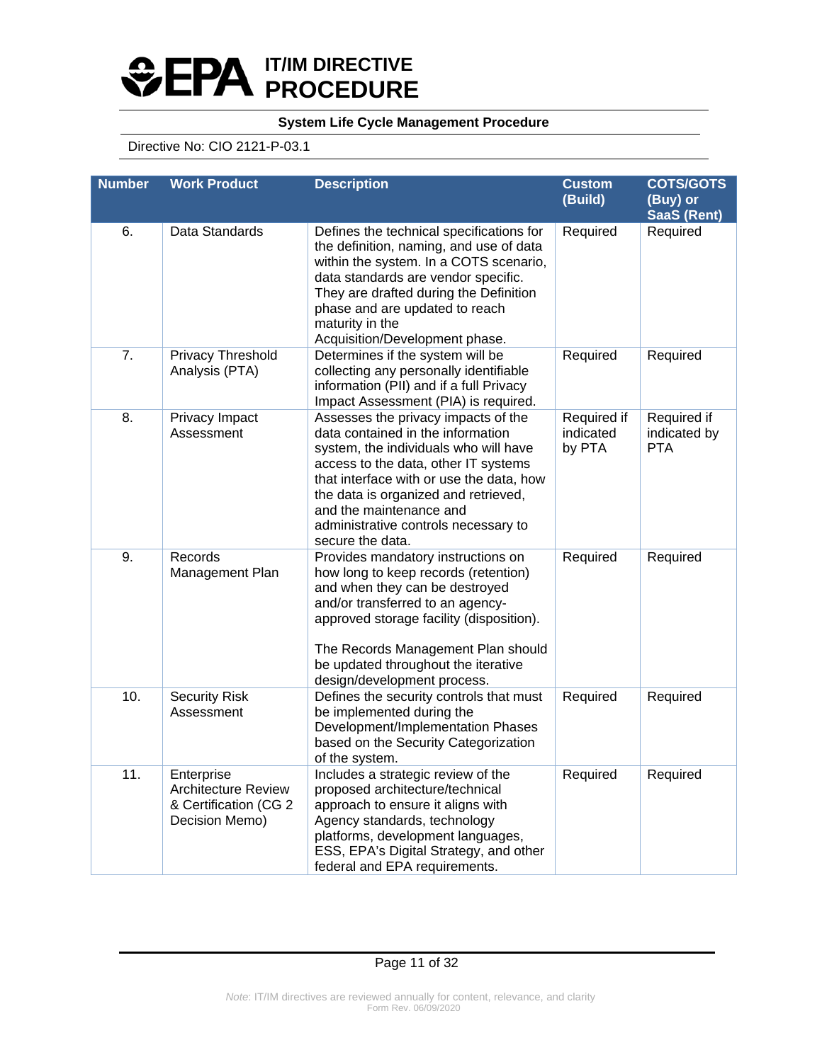| Number | Work Product | Description | Custom (Build) | COTS/GOTS (Buy) or SaaS (Rent) |
|---|---|---|---|---|
| 6. | Data Standards | Defines the technical specifications for the definition, naming, and use of data within the system. In a COTS scenario, data standards are vendor specific. They are drafted during the Definition phase and are updated to reach maturity in the Acquisition/Development phase. | Required | Required |
| 7. | Privacy Threshold Analysis (PTA) | Determines if the system will be collecting any personally identifiable information (PII) and if a full Privacy Impact Assessment (PIA) is required. | Required | Required |
| 8. | Privacy Impact Assessment | Assesses the privacy impacts of the data contained in the information system, the individuals who will have access to the data, other IT systems that interface with or use the data, how the data is organized and retrieved, and the maintenance and administrative controls necessary to secure the data. | Required if indicated by PTA | Required if indicated by PTA |
| 9. | Records Management Plan | Provides mandatory instructions on how long to keep records (retention) and when they can be destroyed and/or transferred to an agency-approved storage facility (disposition).<br><br>The Records Management Plan should be updated throughout the iterative design/development process. | Required | Required |
| 10. | Security Risk Assessment | Defines the security controls that must be implemented during the Development/Implementation Phases based on the Security Categorization of the system. | Required | Required |
| 11. | Enterprise Architecture Review & Certification (CG 2 Decision Memo) | Includes a strategic review of the proposed architecture/technical approach to ensure it aligns with Agency standards, technology platforms, development languages, ESS, EPA's Digital Strategy, and other federal and EPA requirements. | Required | Required |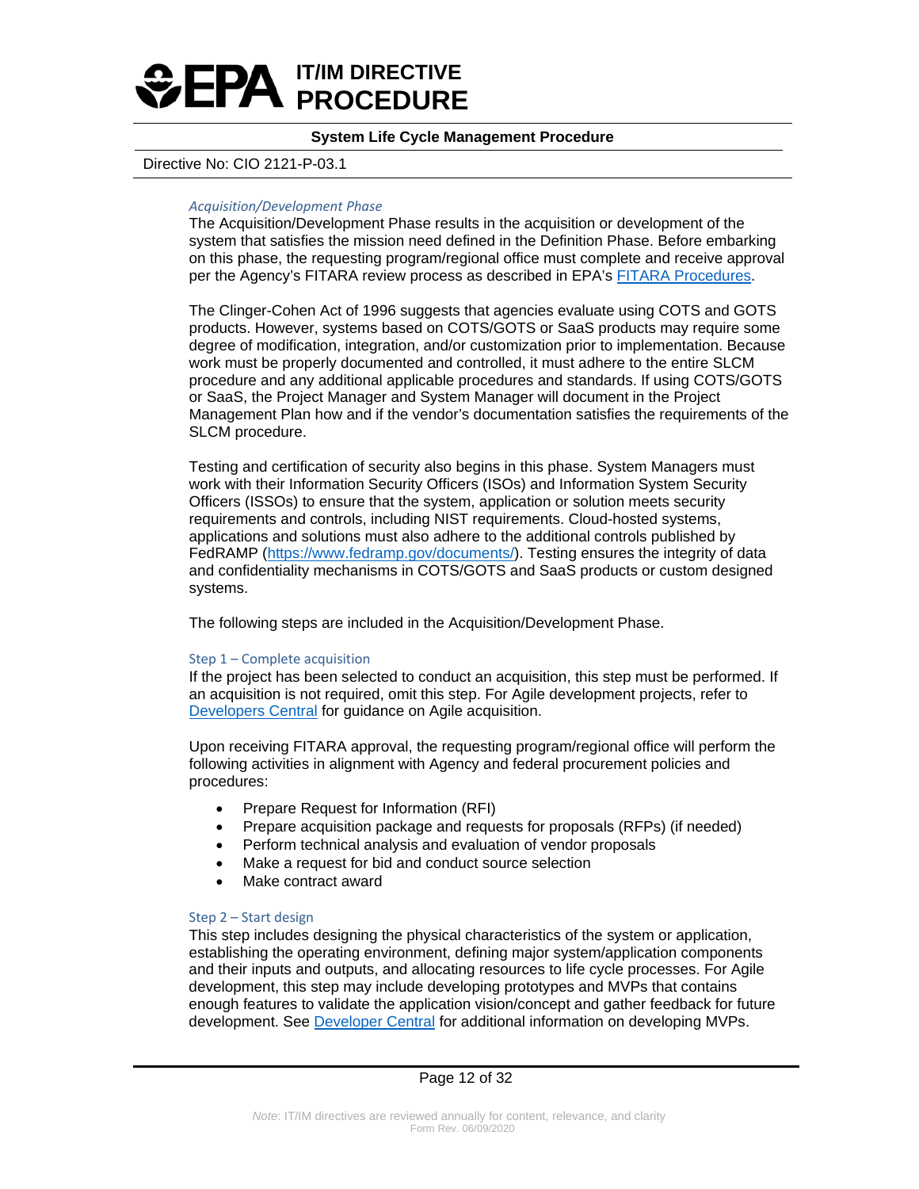### *Acquisition/Development Phase*

The Acquisition/Development Phase results in the acquisition or development of the system that satisfies the mission need defined in the Definition Phase. Before embarking on this phase, the requesting program/regional office must complete and receive approval per the Agency's FITARA review process as described in EPA's [FITARA Procedures](FITARA Procedures).

The Clinger-Cohen Act of 1996 suggests that agencies evaluate using COTS and GOTS products. However, systems based on COTS/GOTS or SaaS products may require some degree of modification, integration, and/or customization prior to implementation. Because work must be properly documented and controlled, it must adhere to the entire SLCM procedure and any additional applicable procedures and standards. If using COTS/GOTS or SaaS, the Project Manager and System Manager will document in the Project Management Plan how and if the vendor's documentation satisfies the requirements of the SLCM procedure.

Testing and certification of security also begins in this phase. System Managers must work with their Information Security Officers (ISOs) and Information System Security Officers (ISSOs) to ensure that the system, application or solution meets security requirements and controls, including NIST requirements. Cloud-hosted systems, applications and solutions must also adhere to the additional controls published by FedRAMP (https://www.fedramp.gov/documents/). Testing ensures the integrity of data and confidentiality mechanisms in COTS/GOTS and SaaS products or custom designed systems.

The following steps are included in the Acquisition/Development Phase.

#### Step 1 – Complete acquisition

If the project has been selected to conduct an acquisition, this step must be performed. If an acquisition is not required, omit this step. For Agile development projects, refer to Developers Central for guidance on Agile acquisition.

Upon receiving FITARA approval, the requesting program/regional office will perform the following activities in alignment with Agency and federal procurement policies and procedures:

- Prepare Request for Information (RFI)
- Prepare acquisition package and requests for proposals (RFPs) (if needed)
- Perform technical analysis and evaluation of vendor proposals
- Make a request for bid and conduct source selection
- Make contract award

#### Step 2 – Start design

This step includes designing the physical characteristics of the system or application, establishing the operating environment, defining major system/application components and their inputs and outputs, and allocating resources to life cycle processes. For Agile development, this step may include developing prototypes and MVPs that contains enough features to validate the application vision/concept and gather feedback for future development. See Developer Central for additional information on developing MVPs.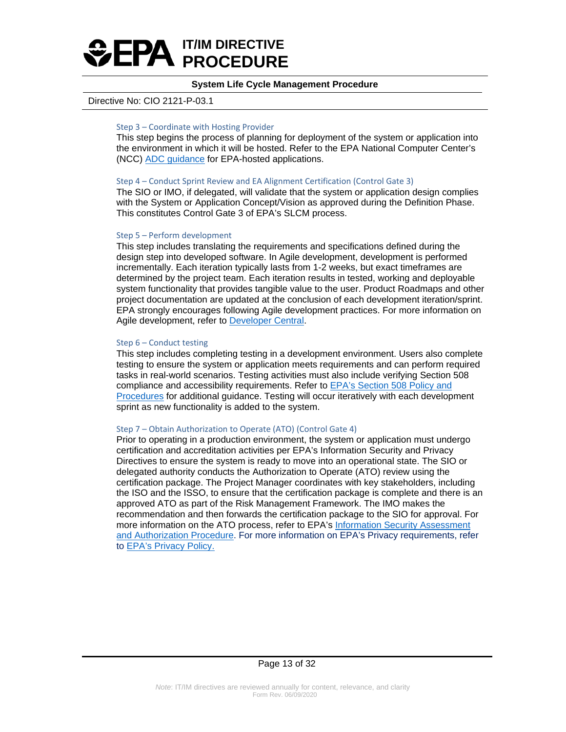#### Step 3 – Coordinate with Hosting Provider

This step begins the process of planning for deployment of the system or application into the environment in which it will be hosted. Refer to the EPA National Computer Center's (NCC) ADC guidance for EPA-hosted applications.

#### Step 4 – Conduct Sprint Review and EA Alignment Certification (Control Gate 3)

The SIO or IMO, if delegated, will validate that the system or application design complies with the System or Application Concept/Vision as approved during the Definition Phase. This constitutes Control Gate 3 of EPA's SLCM process.

#### Step 5 – Perform development

This step includes translating the requirements and specifications defined during the design step into developed software. In Agile development, development is performed incrementally. Each iteration typically lasts from 1-2 weeks, but exact timeframes are determined by the project team. Each iteration results in tested, working and deployable system functionality that provides tangible value to the user. Product Roadmaps and other project documentation are updated at the conclusion of each development iteration/sprint. EPA strongly encourages following Agile development practices. For more information on Agile development, refer to Developer Central.

#### Step 6 – Conduct testing

This step includes completing testing in a development environment. Users also complete testing to ensure the system or application meets requirements and can perform required tasks in real-world scenarios. Testing activities must also include verifying Section 508 compliance and accessibility requirements. Refer to EPA's Section 508 Policy and Procedures for additional guidance. Testing will occur iteratively with each development sprint as new functionality is added to the system.

#### Step 7 – Obtain Authorization to Operate (ATO) (Control Gate 4)

Prior to operating in a production environment, the system or application must undergo certification and accreditation activities per EPA's Information Security and Privacy Directives to ensure the system is ready to move into an operational state. The SIO or delegated authority conducts the Authorization to Operate (ATO) review using the certification package. The Project Manager coordinates with key stakeholders, including the ISO and the ISSO, to ensure that the certification package is complete and there is an approved ATO as part of the Risk Management Framework. The IMO makes the recommendation and then forwards the certification package to the SIO for approval. For more information on the ATO process, refer to EPA's Information Security Assessment and Authorization Procedure. For more information on EPA's Privacy requirements, refer to EPA's Privacy Policy.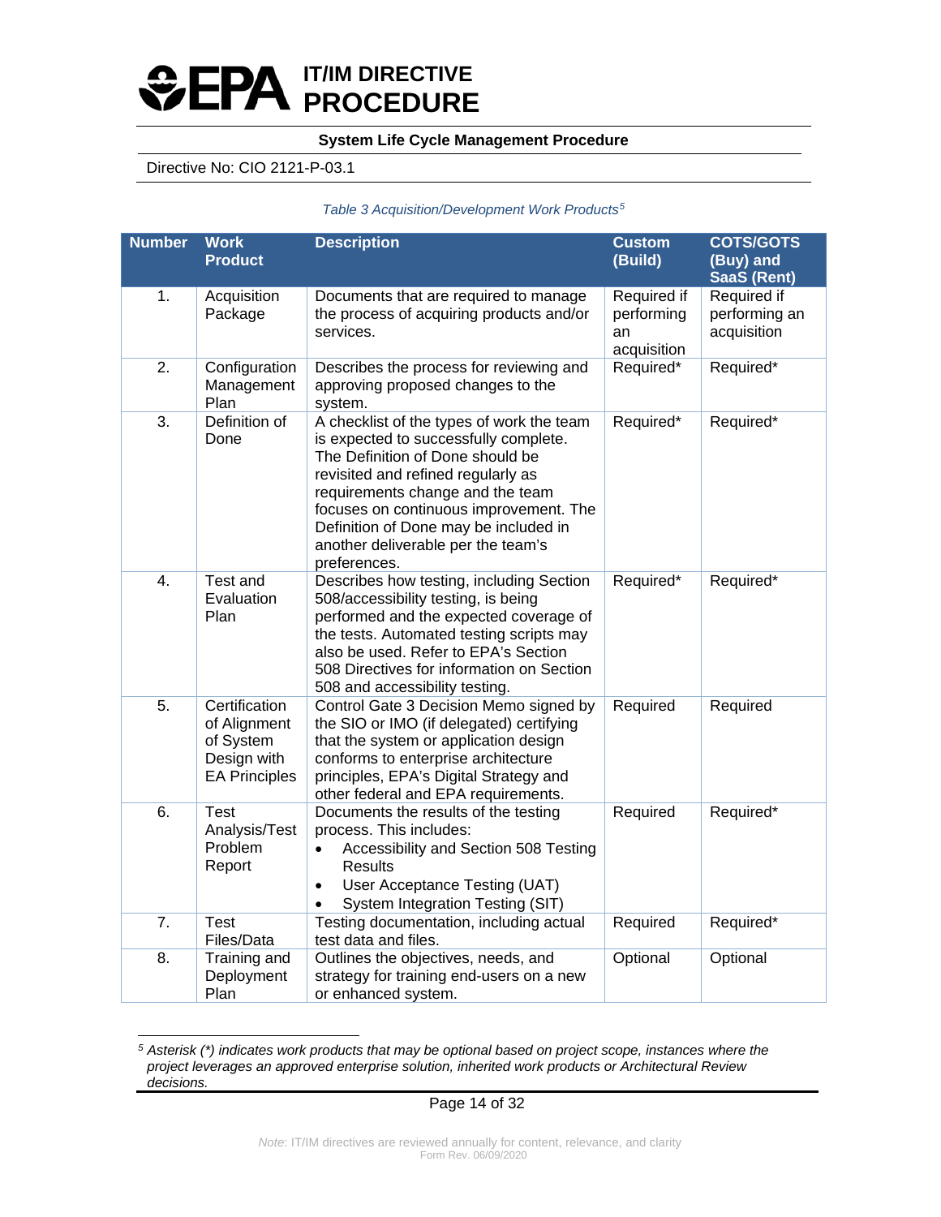*Table 3 Acquisition/Development Work Products*[5]

| Number | Work Product | Description | Custom (Build) | COTS/GOTS (Buy) and SaaS (Rent) |
|---|---|---|---|---|
| 1. | Acquisition Package | Documents that are required to manage the process of acquiring products and/or services. | Required if performing an acquisition | Required if performing an acquisition |
| 2. | Configuration Management Plan | Describes the process for reviewing and approving proposed changes to the system. | Required* | Required* |
| 3. | Definition of Done | A checklist of the types of work the team is expected to successfully complete. The Definition of Done should be revisited and refined regularly as requirements change and the team focuses on continuous improvement. The Definition of Done may be included in another deliverable per the team's preferences. | Required* | Required* |
| 4. | Test and Evaluation Plan | Describes how testing, including Section 508/accessibility testing, is being performed and the expected coverage of the tests. Automated testing scripts may also be used. Refer to EPA's Section 508 Directives for information on Section 508 and accessibility testing. | Required* | Required* |
| 5. | Certification of Alignment of System Design with EA Principles | Control Gate 3 Decision Memo signed by the SIO or IMO (if delegated) certifying that the system or application design conforms to enterprise architecture principles, EPA's Digital Strategy and other federal and EPA requirements. | Required | Required |
| 6. | Test Analysis/Test Problem Report | Documents the results of the testing process. This includes:<br>• Accessibility and Section 508 Testing Results<br>• User Acceptance Testing (UAT)<br>• System Integration Testing (SIT) | Required | Required* |
| 7. | Test Files/Data | Testing documentation, including actual test data and files. | Required | Required* |
| 8. | Training and Deployment Plan | Outlines the objectives, needs, and strategy for training end-users on a new or enhanced system. | Optional | Optional |

[5] *Asterisk (*) indicates work products that may be optional based on project scope, instances where the project leverages an approved enterprise solution, inherited work products or Architectural Review decisions.*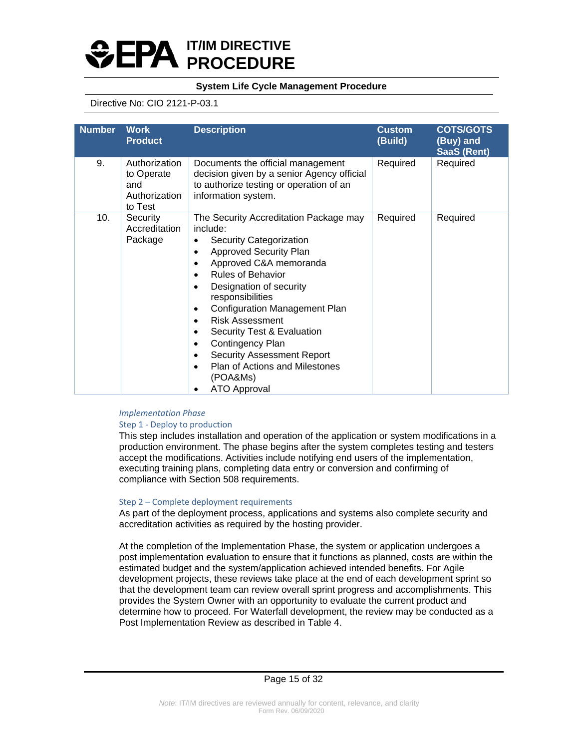| Number | Work Product | Description | Custom (Build) | COTS/GOTS (Buy) and SaaS (Rent) |
|---|---|---|---|---|
| 9. | Authorization to Operate and Authorization to Test | Documents the official management decision given by a senior Agency official to authorize testing or operation of an information system. | Required | Required |
| 10. | Security Accreditation Package | The Security Accreditation Package may include:<br>• Security Categorization<br>• Approved Security Plan<br>• Approved C&A memoranda<br>• Rules of Behavior<br>• Designation of security responsibilities<br>• Configuration Management Plan<br>• Risk Assessment<br>• Security Test & Evaluation<br>• Contingency Plan<br>• Security Assessment Report<br>• Plan of Actions and Milestones (POA&Ms)<br>• ATO Approval | Required | Required |

*Implementation Phase*

#### Step 1 - Deploy to production

This step includes installation and operation of the application or system modifications in a production environment. The phase begins after the system completes testing and testers accept the modifications. Activities include notifying end users of the implementation, executing training plans, completing data entry or conversion and confirming of compliance with Section 508 requirements.

#### Step 2 – Complete deployment requirements

As part of the deployment process, applications and systems also complete security and accreditation activities as required by the hosting provider.

At the completion of the Implementation Phase, the system or application undergoes a post implementation evaluation to ensure that it functions as planned, costs are within the estimated budget and the system/application achieved intended benefits. For Agile development projects, these reviews take place at the end of each development sprint so that the development team can review overall sprint progress and accomplishments. This provides the System Owner with an opportunity to evaluate the current product and determine how to proceed. For Waterfall development, the review may be conducted as a Post Implementation Review as described in Table 4.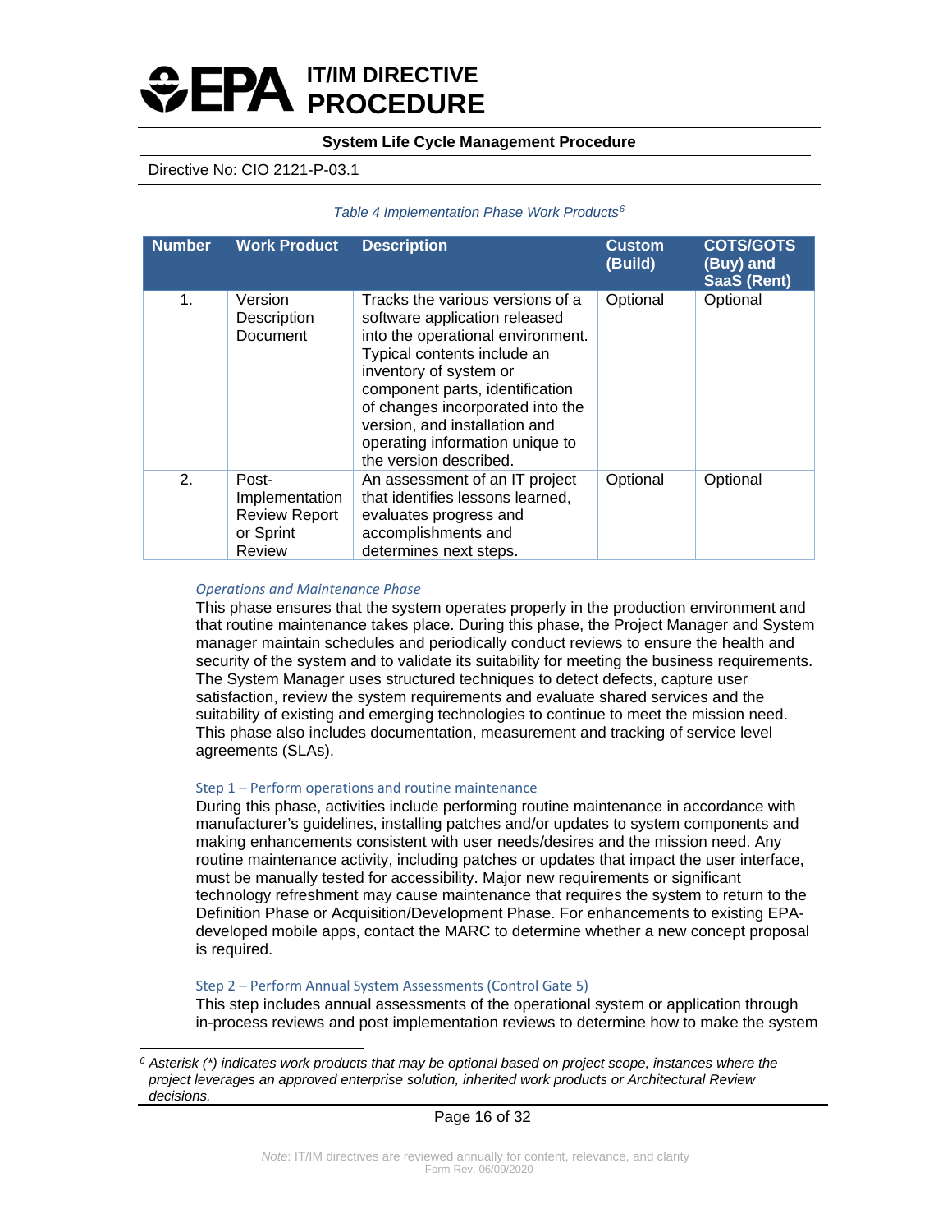*Table 4 Implementation Phase Work Products*[6]

| Number | Work Product | Description | Custom (Build) | COTS/GOTS (Buy) and SaaS (Rent) |
|---|---|---|---|---|
| 1. | Version Description Document | Tracks the various versions of a software application released into the operational environment. Typical contents include an inventory of system or component parts, identification of changes incorporated into the version, and installation and operating information unique to the version described. | Optional | Optional |
| 2. | Post-Implementation Review Report or Sprint Review | An assessment of an IT project that identifies lessons learned, evaluates progress and accomplishments and determines next steps. | Optional | Optional |

### *Operations and Maintenance Phase*

This phase ensures that the system operates properly in the production environment and that routine maintenance takes place. During this phase, the Project Manager and System manager maintain schedules and periodically conduct reviews to ensure the health and security of the system and to validate its suitability for meeting the business requirements. The System Manager uses structured techniques to detect defects, capture user satisfaction, review the system requirements and evaluate shared services and the suitability of existing and emerging technologies to continue to meet the mission need. This phase also includes documentation, measurement and tracking of service level agreements (SLAs).

#### Step 1 – Perform operations and routine maintenance

During this phase, activities include performing routine maintenance in accordance with manufacturer's guidelines, installing patches and/or updates to system components and making enhancements consistent with user needs/desires and the mission need. Any routine maintenance activity, including patches or updates that impact the user interface, must be manually tested for accessibility. Major new requirements or significant technology refreshment may cause maintenance that requires the system to return to the Definition Phase or Acquisition/Development Phase. For enhancements to existing EPA-developed mobile apps, contact the MARC to determine whether a new concept proposal is required.

#### Step 2 – Perform Annual System Assessments (Control Gate 5)

This step includes annual assessments of the operational system or application through in-process reviews and post implementation reviews to determine how to make the system

[6] *Asterisk (*) indicates work products that may be optional based on project scope, instances where the project leverages an approved enterprise solution, inherited work products or Architectural Review decisions.*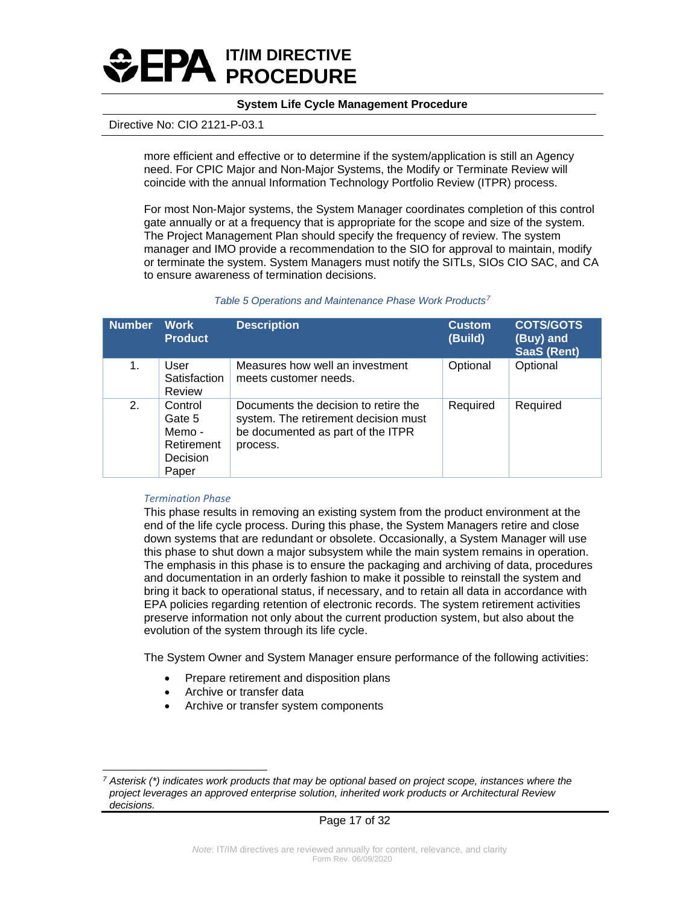more efficient and effective or to determine if the system/application is still an Agency need. For CPIC Major and Non-Major Systems, the Modify or Terminate Review will coincide with the annual Information Technology Portfolio Review (ITPR) process.

For most Non-Major systems, the System Manager coordinates completion of this control gate annually or at a frequency that is appropriate for the scope and size of the system. The Project Management Plan should specify the frequency of review. The system manager and IMO provide a recommendation to the SIO for approval to maintain, modify or terminate the system. System Managers must notify the SITLs, SIOs CIO SAC, and CA to ensure awareness of termination decisions.

*Table 5 Operations and Maintenance Phase Work Products*[7]

| Number | Work Product | Description | Custom (Build) | COTS/GOTS (Buy) and SaaS (Rent) |
|---|---|---|---|---|
| 1. | User Satisfaction Review | Measures how well an investment meets customer needs. | Optional | Optional |
| 2. | Control Gate 5 Memo - Retirement Decision Paper | Documents the decision to retire the system. The retirement decision must be documented as part of the ITPR process. | Required | Required |

### *Termination Phase*

This phase results in removing an existing system from the product environment at the end of the life cycle process. During this phase, the System Managers retire and close down systems that are redundant or obsolete. Occasionally, a System Manager will use this phase to shut down a major subsystem while the main system remains in operation. The emphasis in this phase is to ensure the packaging and archiving of data, procedures and documentation in an orderly fashion to make it possible to reinstall the system and bring it back to operational status, if necessary, and to retain all data in accordance with EPA policies regarding retention of electronic records. The system retirement activities preserve information not only about the current production system, but also about the evolution of the system through its life cycle.

The System Owner and System Manager ensure performance of the following activities:

- Prepare retirement and disposition plans
- Archive or transfer data
- Archive or transfer system components

[7] *Asterisk (*) indicates work products that may be optional based on project scope, instances where the project leverages an approved enterprise solution, inherited work products or Architectural Review decisions.*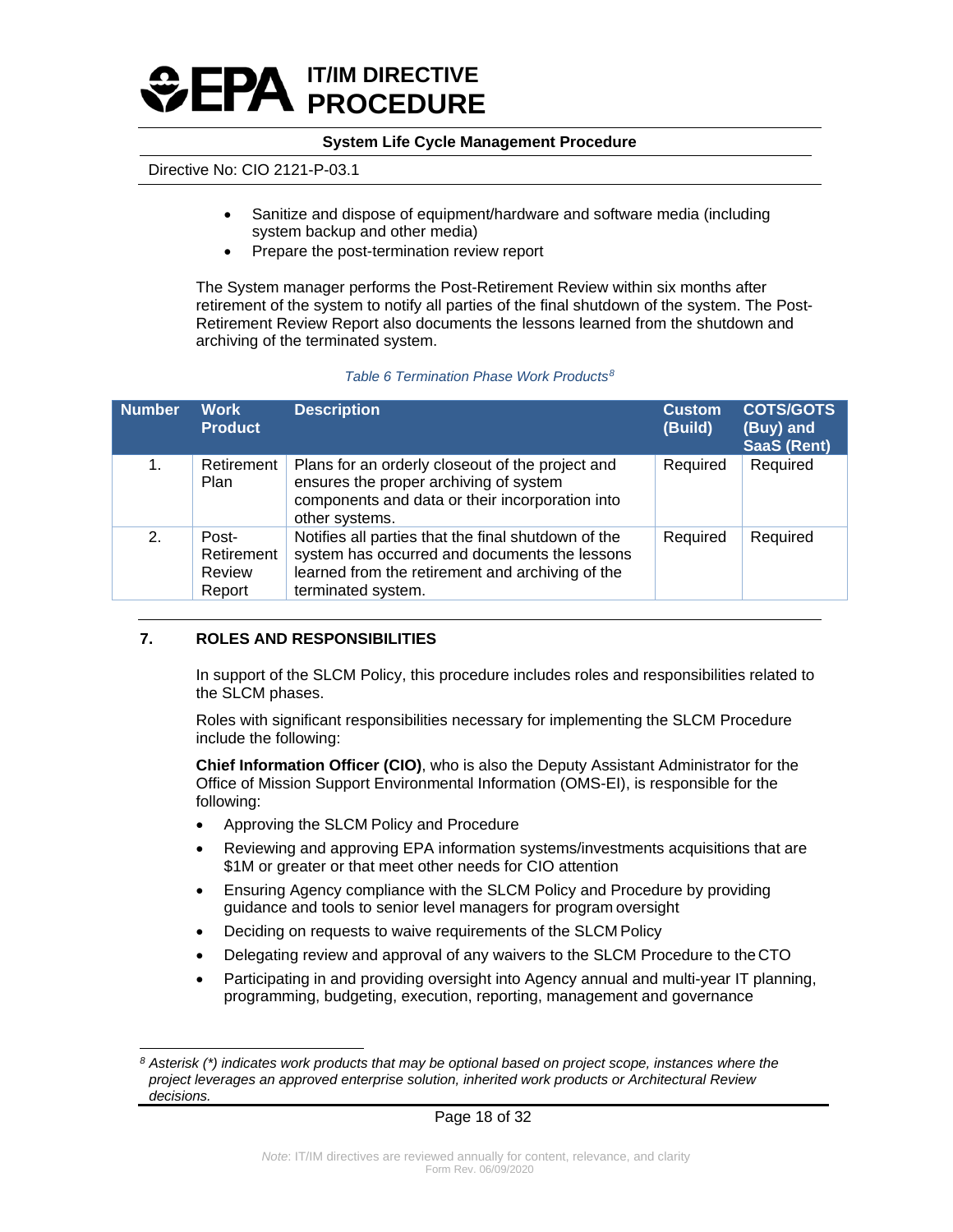- Sanitize and dispose of equipment/hardware and software media (including system backup and other media)
- Prepare the post-termination review report

The System manager performs the Post-Retirement Review within six months after retirement of the system to notify all parties of the final shutdown of the system. The Post-Retirement Review Report also documents the lessons learned from the shutdown and archiving of the terminated system.

*Table 6 Termination Phase Work Products*[8]

| Number | Work Product | Description | Custom (Build) | COTS/GOTS (Buy) and SaaS (Rent) |
|---|---|---|---|---|
| 1. | Retirement Plan | Plans for an orderly closeout of the project and ensures the proper archiving of system components and data or their incorporation into other systems. | Required | Required |
| 2. | Post-Retirement Review Report | Notifies all parties that the final shutdown of the system has occurred and documents the lessons learned from the retirement and archiving of the terminated system. | Required | Required |

## 7. ROLES AND RESPONSIBILITIES

In support of the SLCM Policy, this procedure includes roles and responsibilities related to the SLCM phases.

Roles with significant responsibilities necessary for implementing the SLCM Procedure include the following:

**Chief Information Officer (CIO)**, who is also the Deputy Assistant Administrator for the Office of Mission Support Environmental Information (OMS-EI), is responsible for the following:

- Approving the SLCM Policy and Procedure
- Reviewing and approving EPA information systems/investments acquisitions that are $1M or greater or that meet other needs for CIO attention
- Ensuring Agency compliance with the SLCM Policy and Procedure by providing guidance and tools to senior level managers for program oversight
- Deciding on requests to waive requirements of the SLCM Policy
- Delegating review and approval of any waivers to the SLCM Procedure to the CTO
- Participating in and providing oversight into Agency annual and multi-year IT planning, programming, budgeting, execution, reporting, management and governance

[8] *Asterisk (*) indicates work products that may be optional based on project scope, instances where the project leverages an approved enterprise solution, inherited work products or Architectural Review decisions.*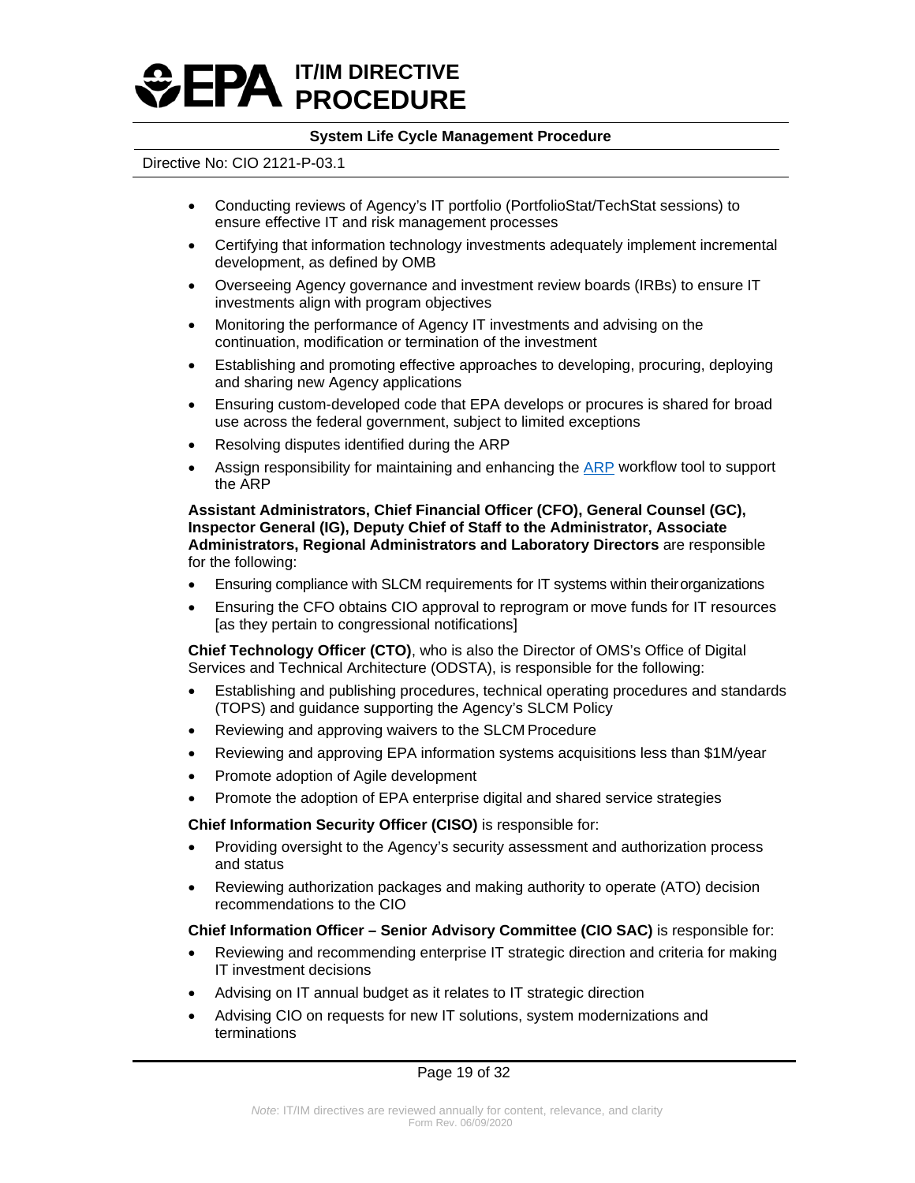- Conducting reviews of Agency's IT portfolio (PortfolioStat/TechStat sessions) to ensure effective IT and risk management processes
- Certifying that information technology investments adequately implement incremental development, as defined by OMB
- Overseeing Agency governance and investment review boards (IRBs) to ensure IT investments align with program objectives
- Monitoring the performance of Agency IT investments and advising on the continuation, modification or termination of the investment
- Establishing and promoting effective approaches to developing, procuring, deploying and sharing new Agency applications
- Ensuring custom-developed code that EPA develops or procures is shared for broad use across the federal government, subject to limited exceptions
- Resolving disputes identified during the ARP
- Assign responsibility for maintaining and enhancing the ARP workflow tool to support the ARP

**Assistant Administrators, Chief Financial Officer (CFO), General Counsel (GC), Inspector General (IG), Deputy Chief of Staff to the Administrator, Associate Administrators, Regional Administrators and Laboratory Directors** are responsible for the following:

- Ensuring compliance with SLCM requirements for IT systems within their organizations
- Ensuring the CFO obtains CIO approval to reprogram or move funds for IT resources [as they pertain to congressional notifications]

**Chief Technology Officer (CTO)**, who is also the Director of OMS's Office of Digital Services and Technical Architecture (ODSTA), is responsible for the following:

- Establishing and publishing procedures, technical operating procedures and standards (TOPS) and guidance supporting the Agency's SLCM Policy
- Reviewing and approving waivers to the SLCM Procedure
- Reviewing and approving EPA information systems acquisitions less than $1M/year
- Promote adoption of Agile development
- Promote the adoption of EPA enterprise digital and shared service strategies

**Chief Information Security Officer (CISO)** is responsible for:

- Providing oversight to the Agency's security assessment and authorization process and status
- Reviewing authorization packages and making authority to operate (ATO) decision recommendations to the CIO

**Chief Information Officer – Senior Advisory Committee (CIO SAC)** is responsible for:

- Reviewing and recommending enterprise IT strategic direction and criteria for making IT investment decisions
- Advising on IT annual budget as it relates to IT strategic direction
- Advising CIO on requests for new IT solutions, system modernizations and terminations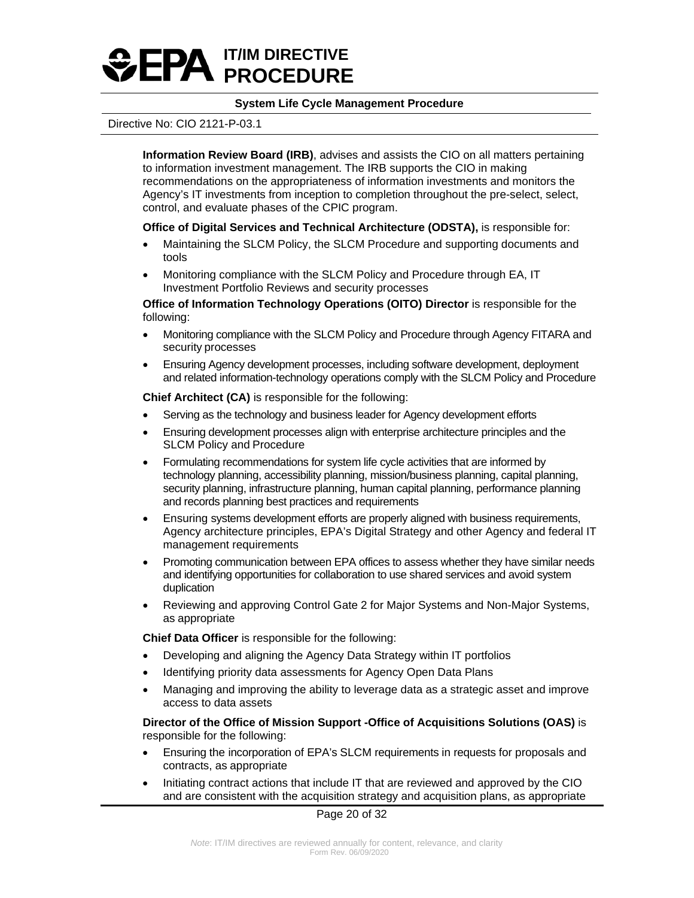**Information Review Board (IRB)**, advises and assists the CIO on all matters pertaining to information investment management. The IRB supports the CIO in making recommendations on the appropriateness of information investments and monitors the Agency's IT investments from inception to completion throughout the pre-select, select, control, and evaluate phases of the CPIC program.

**Office of Digital Services and Technical Architecture (ODSTA),** is responsible for:

- Maintaining the SLCM Policy, the SLCM Procedure and supporting documents and tools
- Monitoring compliance with the SLCM Policy and Procedure through EA, IT Investment Portfolio Reviews and security processes

**Office of Information Technology Operations (OITO) Director** is responsible for the following:

- Monitoring compliance with the SLCM Policy and Procedure through Agency FITARA and security processes
- Ensuring Agency development processes, including software development, deployment and related information-technology operations comply with the SLCM Policy and Procedure

**Chief Architect (CA)** is responsible for the following:

- Serving as the technology and business leader for Agency development efforts
- Ensuring development processes align with enterprise architecture principles and the SLCM Policy and Procedure
- Formulating recommendations for system life cycle activities that are informed by technology planning, accessibility planning, mission/business planning, capital planning, security planning, infrastructure planning, human capital planning, performance planning and records planning best practices and requirements
- Ensuring systems development efforts are properly aligned with business requirements, Agency architecture principles, EPA's Digital Strategy and other Agency and federal IT management requirements
- Promoting communication between EPA offices to assess whether they have similar needs and identifying opportunities for collaboration to use shared services and avoid system duplication
- Reviewing and approving Control Gate 2 for Major Systems and Non-Major Systems, as appropriate

**Chief Data Officer** is responsible for the following:

- Developing and aligning the Agency Data Strategy within IT portfolios
- Identifying priority data assessments for Agency Open Data Plans
- Managing and improving the ability to leverage data as a strategic asset and improve access to data assets

**Director of the Office of Mission Support -Office of Acquisitions Solutions (OAS)** is responsible for the following:

- Ensuring the incorporation of EPA's SLCM requirements in requests for proposals and contracts, as appropriate
- Initiating contract actions that include IT that are reviewed and approved by the CIO and are consistent with the acquisition strategy and acquisition plans, as appropriate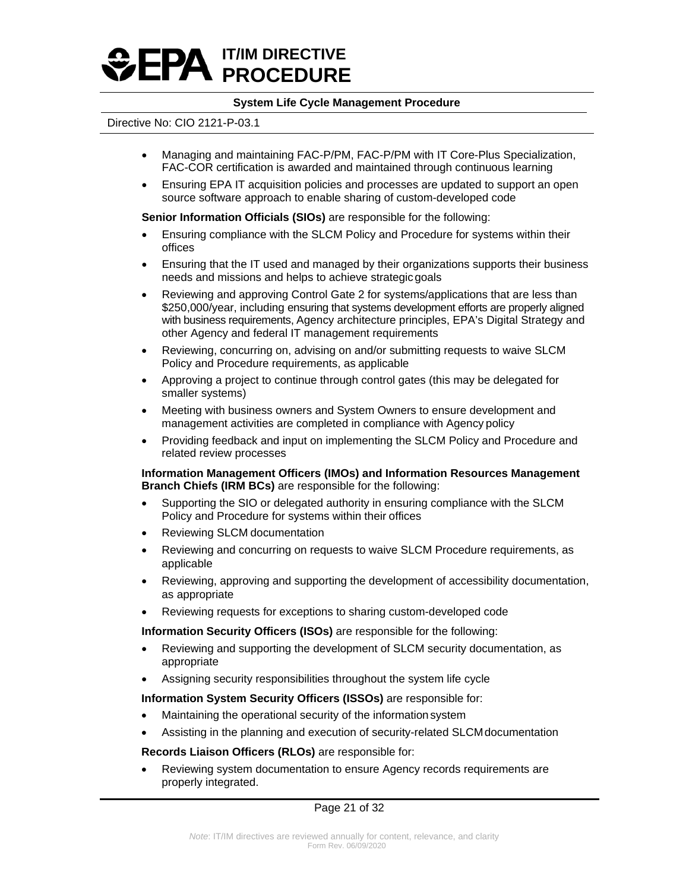- Managing and maintaining FAC-P/PM, FAC-P/PM with IT Core-Plus Specialization, FAC-COR certification is awarded and maintained through continuous learning
- Ensuring EPA IT acquisition policies and processes are updated to support an open source software approach to enable sharing of custom-developed code

**Senior Information Officials (SIOs)** are responsible for the following:

- Ensuring compliance with the SLCM Policy and Procedure for systems within their offices
- Ensuring that the IT used and managed by their organizations supports their business needs and missions and helps to achieve strategic goals
- Reviewing and approving Control Gate 2 for systems/applications that are less than \$250,000/year, including ensuring that systems development efforts are properly aligned with business requirements, Agency architecture principles, EPA's Digital Strategy and other Agency and federal IT management requirements
- Reviewing, concurring on, advising on and/or submitting requests to waive SLCM Policy and Procedure requirements, as applicable
- Approving a project to continue through control gates (this may be delegated for smaller systems)
- Meeting with business owners and System Owners to ensure development and management activities are completed in compliance with Agency policy
- Providing feedback and input on implementing the SLCM Policy and Procedure and related review processes

**Information Management Officers (IMOs) and Information Resources Management Branch Chiefs (IRM BCs)** are responsible for the following:

- Supporting the SIO or delegated authority in ensuring compliance with the SLCM Policy and Procedure for systems within their offices
- Reviewing SLCM documentation
- Reviewing and concurring on requests to waive SLCM Procedure requirements, as applicable
- Reviewing, approving and supporting the development of accessibility documentation, as appropriate
- Reviewing requests for exceptions to sharing custom-developed code

**Information Security Officers (ISOs)** are responsible for the following:

- Reviewing and supporting the development of SLCM security documentation, as appropriate
- Assigning security responsibilities throughout the system life cycle

**Information System Security Officers (ISSOs)** are responsible for:

- Maintaining the operational security of the information system
- Assisting in the planning and execution of security-related SLCM documentation

**Records Liaison Officers (RLOs)** are responsible for:

- Reviewing system documentation to ensure Agency records requirements are properly integrated.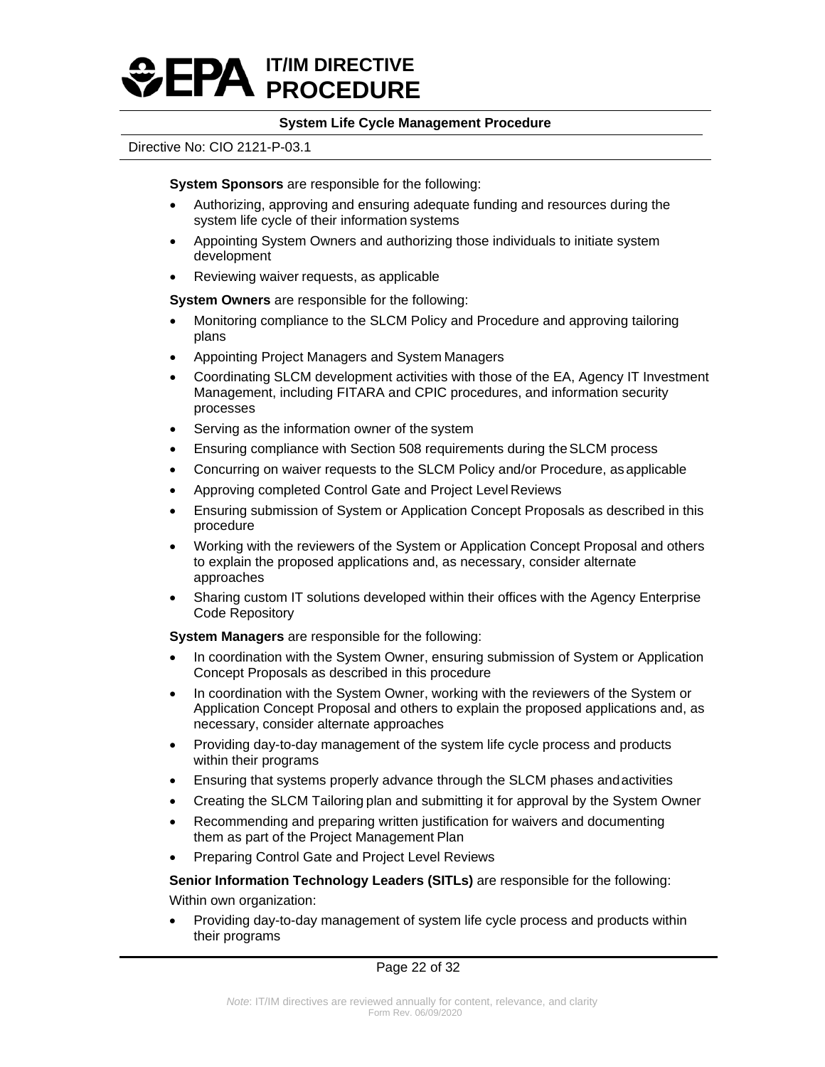**System Sponsors** are responsible for the following:

- Authorizing, approving and ensuring adequate funding and resources during the system life cycle of their information systems
- Appointing System Owners and authorizing those individuals to initiate system development
- Reviewing waiver requests, as applicable

**System Owners** are responsible for the following:

- Monitoring compliance to the SLCM Policy and Procedure and approving tailoring plans
- Appointing Project Managers and System Managers
- Coordinating SLCM development activities with those of the EA, Agency IT Investment Management, including FITARA and CPIC procedures, and information security processes
- Serving as the information owner of the system
- Ensuring compliance with Section 508 requirements during the SLCM process
- Concurring on waiver requests to the SLCM Policy and/or Procedure, as applicable
- Approving completed Control Gate and Project Level Reviews
- Ensuring submission of System or Application Concept Proposals as described in this procedure
- Working with the reviewers of the System or Application Concept Proposal and others to explain the proposed applications and, as necessary, consider alternate approaches
- Sharing custom IT solutions developed within their offices with the Agency Enterprise Code Repository

**System Managers** are responsible for the following:

- In coordination with the System Owner, ensuring submission of System or Application Concept Proposals as described in this procedure
- In coordination with the System Owner, working with the reviewers of the System or Application Concept Proposal and others to explain the proposed applications and, as necessary, consider alternate approaches
- Providing day-to-day management of the system life cycle process and products within their programs
- Ensuring that systems properly advance through the SLCM phases and activities
- Creating the SLCM Tailoring plan and submitting it for approval by the System Owner
- Recommending and preparing written justification for waivers and documenting them as part of the Project Management Plan
- Preparing Control Gate and Project Level Reviews

**Senior Information Technology Leaders (SITLs)** are responsible for the following:

Within own organization:

- Providing day-to-day management of system life cycle process and products within their programs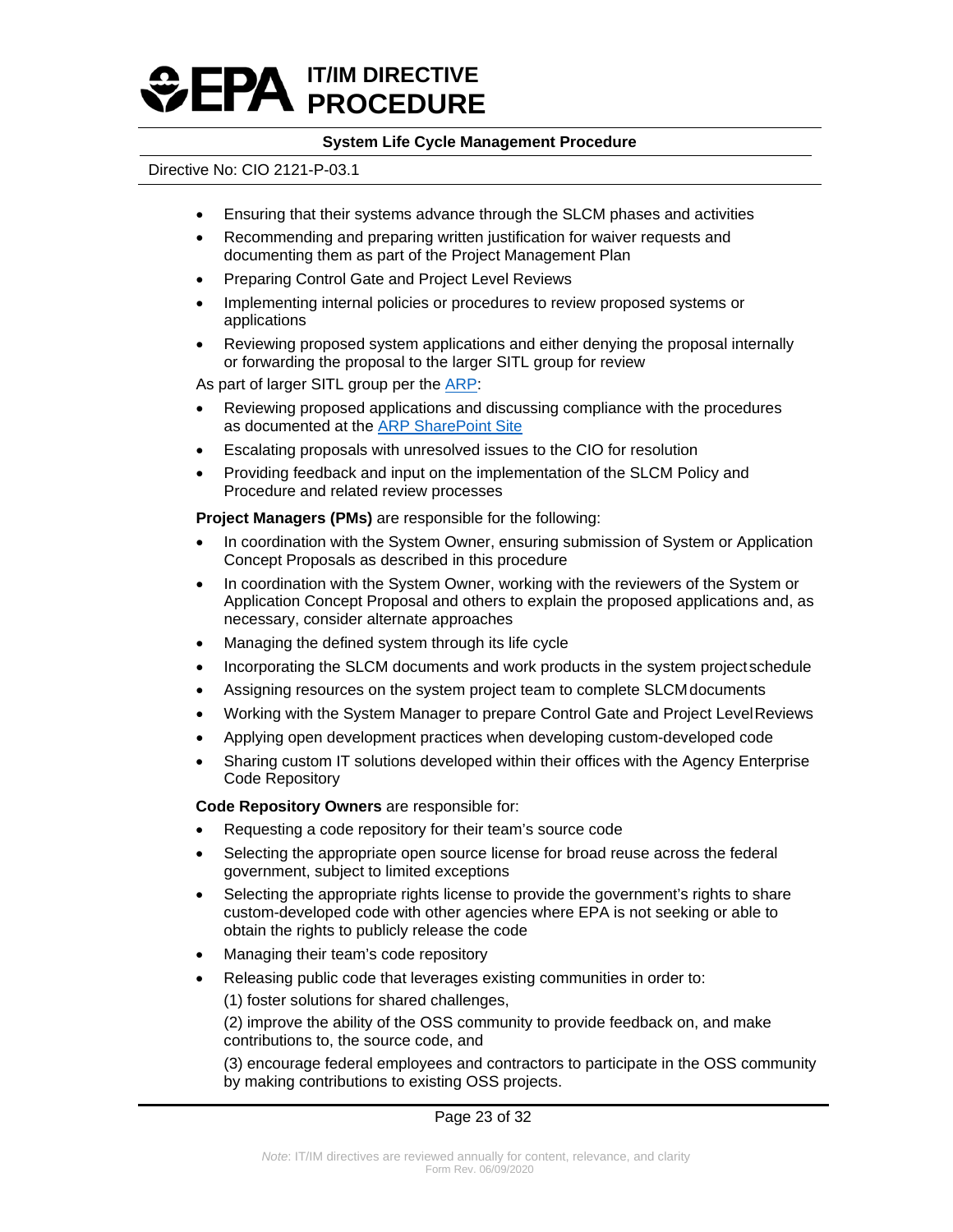- Ensuring that their systems advance through the SLCM phases and activities
- Recommending and preparing written justification for waiver requests and documenting them as part of the Project Management Plan
- Preparing Control Gate and Project Level Reviews
- Implementing internal policies or procedures to review proposed systems or applications
- Reviewing proposed system applications and either denying the proposal internally or forwarding the proposal to the larger SITL group for review

As part of larger SITL group per the ARP:

- Reviewing proposed applications and discussing compliance with the procedures as documented at the ARP SharePoint Site
- Escalating proposals with unresolved issues to the CIO for resolution
- Providing feedback and input on the implementation of the SLCM Policy and Procedure and related review processes

**Project Managers (PMs)** are responsible for the following:

- In coordination with the System Owner, ensuring submission of System or Application Concept Proposals as described in this procedure
- In coordination with the System Owner, working with the reviewers of the System or Application Concept Proposal and others to explain the proposed applications and, as necessary, consider alternate approaches
- Managing the defined system through its life cycle
- Incorporating the SLCM documents and work products in the system project schedule
- Assigning resources on the system project team to complete SLCM documents
- Working with the System Manager to prepare Control Gate and Project Level Reviews
- Applying open development practices when developing custom-developed code
- Sharing custom IT solutions developed within their offices with the Agency Enterprise Code Repository

**Code Repository Owners** are responsible for:

- Requesting a code repository for their team's source code
- Selecting the appropriate open source license for broad reuse across the federal government, subject to limited exceptions
- Selecting the appropriate rights license to provide the government's rights to share custom-developed code with other agencies where EPA is not seeking or able to obtain the rights to publicly release the code
- Managing their team's code repository
- Releasing public code that leverages existing communities in order to:

  (1) foster solutions for shared challenges,

  (2) improve the ability of the OSS community to provide feedback on, and make contributions to, the source code, and

  (3) encourage federal employees and contractors to participate in the OSS community by making contributions to existing OSS projects.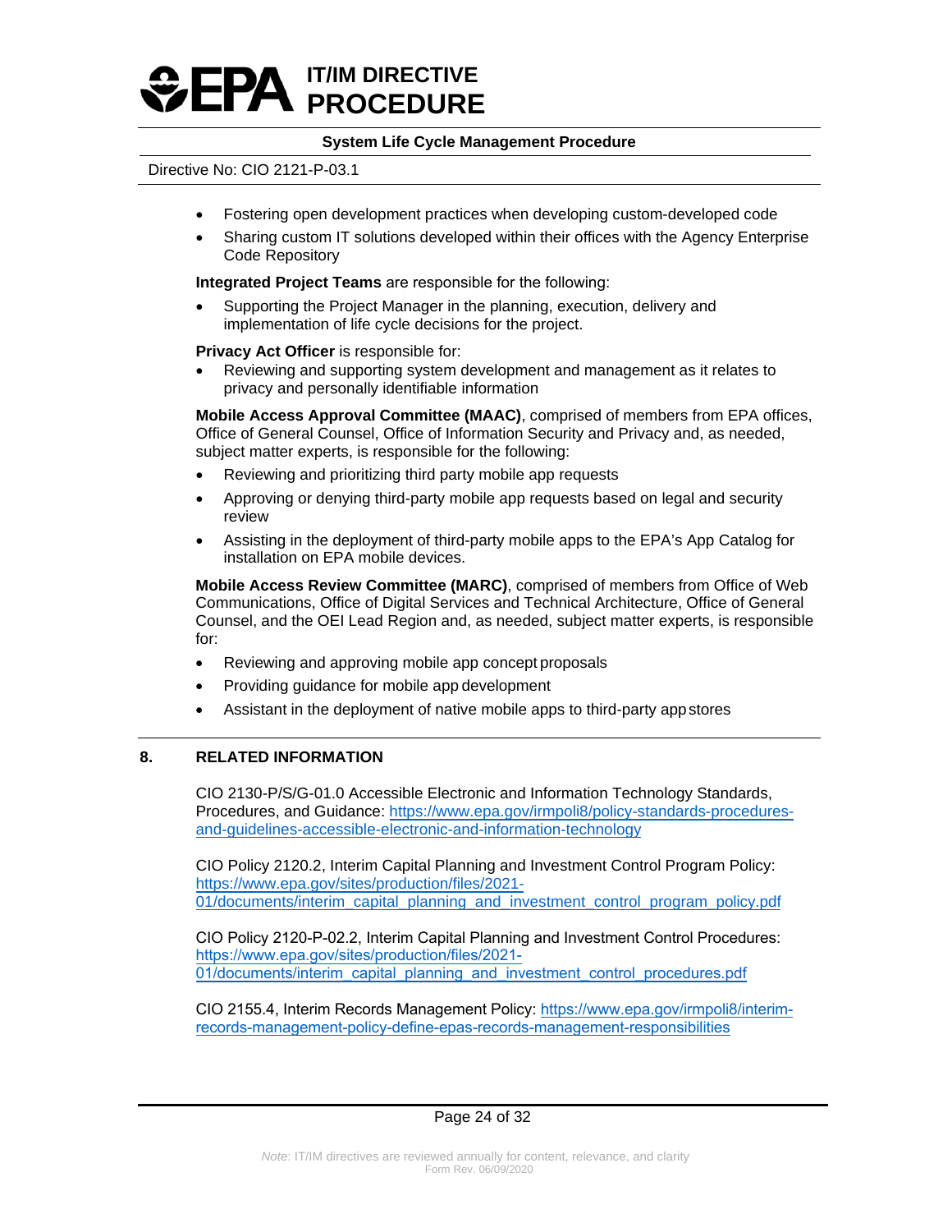- Fostering open development practices when developing custom-developed code
- Sharing custom IT solutions developed within their offices with the Agency Enterprise Code Repository

**Integrated Project Teams** are responsible for the following:

- Supporting the Project Manager in the planning, execution, delivery and implementation of life cycle decisions for the project.

**Privacy Act Officer** is responsible for:

- Reviewing and supporting system development and management as it relates to privacy and personally identifiable information

**Mobile Access Approval Committee (MAAC)**, comprised of members from EPA offices, Office of General Counsel, Office of Information Security and Privacy and, as needed, subject matter experts, is responsible for the following:

- Reviewing and prioritizing third party mobile app requests
- Approving or denying third-party mobile app requests based on legal and security review
- Assisting in the deployment of third-party mobile apps to the EPA's App Catalog for installation on EPA mobile devices.

**Mobile Access Review Committee (MARC)**, comprised of members from Office of Web Communications, Office of Digital Services and Technical Architecture, Office of General Counsel, and the OEI Lead Region and, as needed, subject matter experts, is responsible for:

- Reviewing and approving mobile app concept proposals
- Providing guidance for mobile app development
- Assistant in the deployment of native mobile apps to third-party app stores

## 8. RELATED INFORMATION

CIO 2130-P/S/G-01.0 Accessible Electronic and Information Technology Standards, Procedures, and Guidance: https://www.epa.gov/irmpoli8/policy-standards-procedures-and-guidelines-accessible-electronic-and-information-technology

CIO Policy 2120.2, Interim Capital Planning and Investment Control Program Policy: https://www.epa.gov/sites/production/files/2021-01/documents/interim_capital_planning_and_investment_control_program_policy.pdf

CIO Policy 2120-P-02.2, Interim Capital Planning and Investment Control Procedures: https://www.epa.gov/sites/production/files/2021-01/documents/interim_capital_planning_and_investment_control_procedures.pdf

CIO 2155.4, Interim Records Management Policy: https://www.epa.gov/irmpoli8/interim-records-management-policy-define-epas-records-management-responsibilities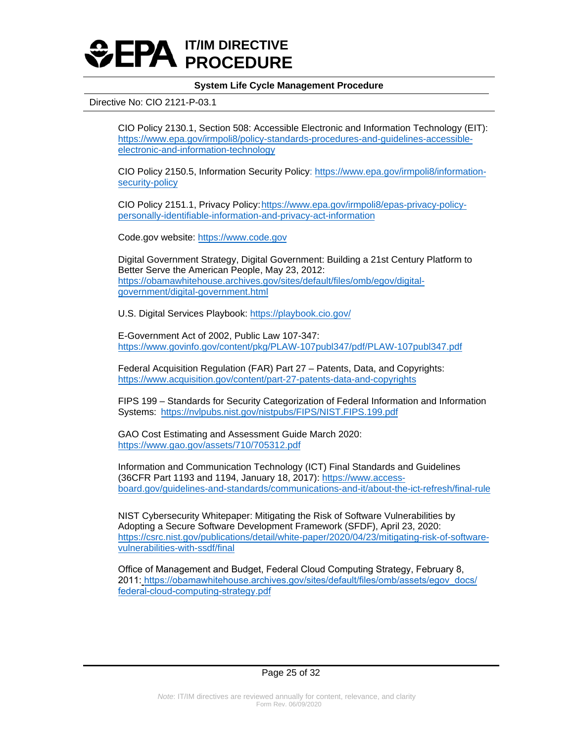CIO Policy 2130.1, Section 508: Accessible Electronic and Information Technology (EIT): https://www.epa.gov/irmpoli8/policy-standards-procedures-and-guidelines-accessible-electronic-and-information-technology

CIO Policy 2150.5, Information Security Policy: https://www.epa.gov/irmpoli8/information-security-policy

CIO Policy 2151.1, Privacy Policy: https://www.epa.gov/irmpoli8/epas-privacy-policy-personally-identifiable-information-and-privacy-act-information

Code.gov website: https://www.code.gov

Digital Government Strategy, Digital Government: Building a 21st Century Platform to Better Serve the American People, May 23, 2012: https://obamawhitehouse.archives.gov/sites/default/files/omb/egov/digital-government/digital-government.html

U.S. Digital Services Playbook: https://playbook.cio.gov/

E-Government Act of 2002, Public Law 107-347: https://www.govinfo.gov/content/pkg/PLAW-107publ347/pdf/PLAW-107publ347.pdf

Federal Acquisition Regulation (FAR) Part 27 – Patents, Data, and Copyrights: https://www.acquisition.gov/content/part-27-patents-data-and-copyrights

FIPS 199 – Standards for Security Categorization of Federal Information and Information Systems: https://nvlpubs.nist.gov/nistpubs/FIPS/NIST.FIPS.199.pdf

GAO Cost Estimating and Assessment Guide March 2020: https://www.gao.gov/assets/710/705312.pdf

Information and Communication Technology (ICT) Final Standards and Guidelines (36CFR Part 1193 and 1194, January 18, 2017): https://www.access-board.gov/guidelines-and-standards/communications-and-it/about-the-ict-refresh/final-rule

NIST Cybersecurity Whitepaper: Mitigating the Risk of Software Vulnerabilities by Adopting a Secure Software Development Framework (SFDF), April 23, 2020: https://csrc.nist.gov/publications/detail/white-paper/2020/04/23/mitigating-risk-of-software-vulnerabilities-with-ssdf/final

Office of Management and Budget, Federal Cloud Computing Strategy, February 8, 2011: https://obamawhitehouse.archives.gov/sites/default/files/omb/assets/egov_docs/federal-cloud-computing-strategy.pdf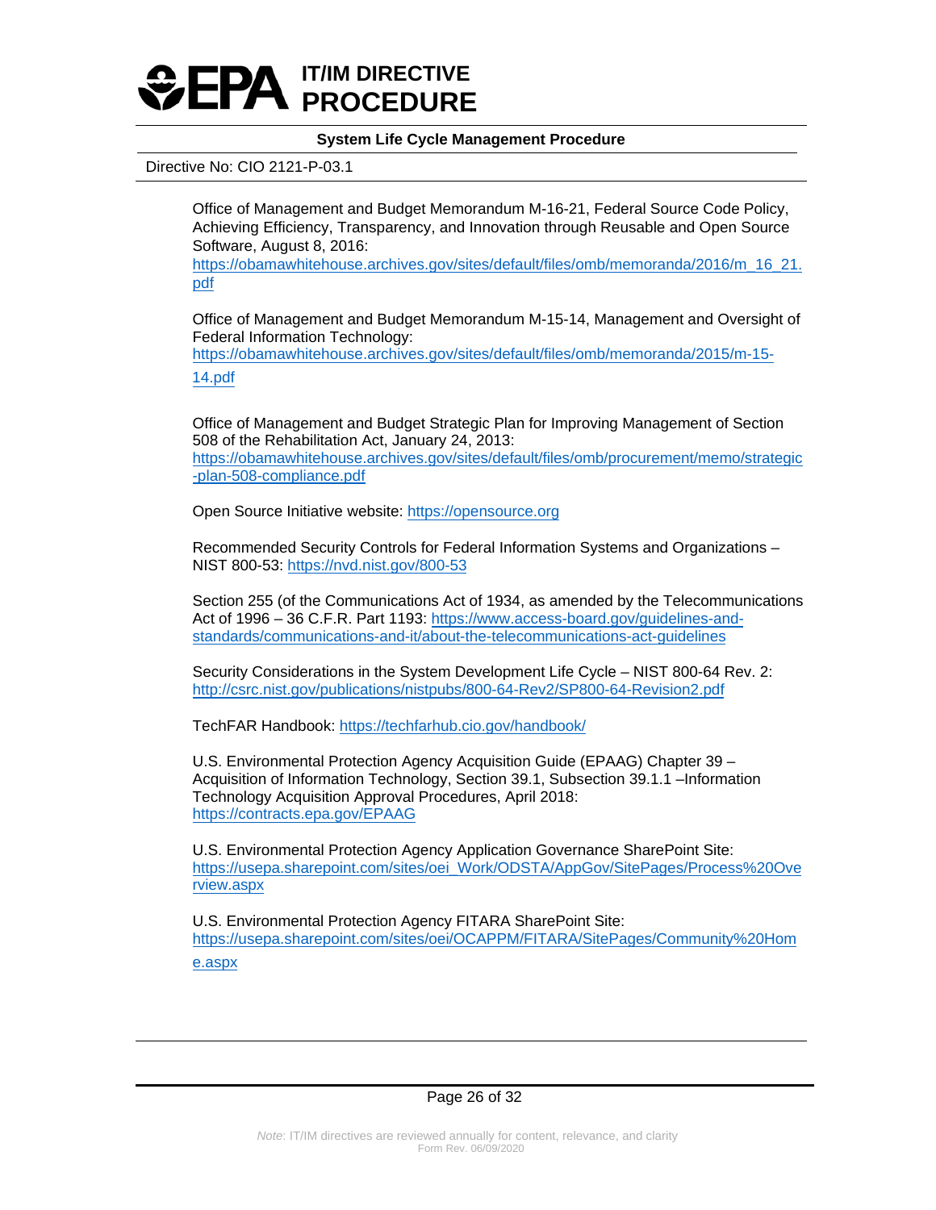Office of Management and Budget Memorandum M-16-21, Federal Source Code Policy, Achieving Efficiency, Transparency, and Innovation through Reusable and Open Source Software, August 8, 2016: https://obamawhitehouse.archives.gov/sites/default/files/omb/memoranda/2016/m_16_21.pdf

Office of Management and Budget Memorandum M-15-14, Management and Oversight of Federal Information Technology: https://obamawhitehouse.archives.gov/sites/default/files/omb/memoranda/2015/m-15-14.pdf

Office of Management and Budget Strategic Plan for Improving Management of Section 508 of the Rehabilitation Act, January 24, 2013: https://obamawhitehouse.archives.gov/sites/default/files/omb/procurement/memo/strategic-plan-508-compliance.pdf

Open Source Initiative website: https://opensource.org

Recommended Security Controls for Federal Information Systems and Organizations – NIST 800-53: https://nvd.nist.gov/800-53

Section 255 (of the Communications Act of 1934, as amended by the Telecommunications Act of 1996 – 36 C.F.R. Part 1193: https://www.access-board.gov/guidelines-and-standards/communications-and-it/about-the-telecommunications-act-guidelines

Security Considerations in the System Development Life Cycle – NIST 800-64 Rev. 2: http://csrc.nist.gov/publications/nistpubs/800-64-Rev2/SP800-64-Revision2.pdf

TechFAR Handbook: https://techfarhub.cio.gov/handbook/

U.S. Environmental Protection Agency Acquisition Guide (EPAAG) Chapter 39 – Acquisition of Information Technology, Section 39.1, Subsection 39.1.1 –Information Technology Acquisition Approval Procedures, April 2018: https://contracts.epa.gov/EPAAG

U.S. Environmental Protection Agency Application Governance SharePoint Site: https://usepa.sharepoint.com/sites/oei_Work/ODSTA/AppGov/SitePages/Process%20Overview.aspx

U.S. Environmental Protection Agency FITARA SharePoint Site: https://usepa.sharepoint.com/sites/oei/OCAPPM/FITARA/SitePages/Community%20Home.aspx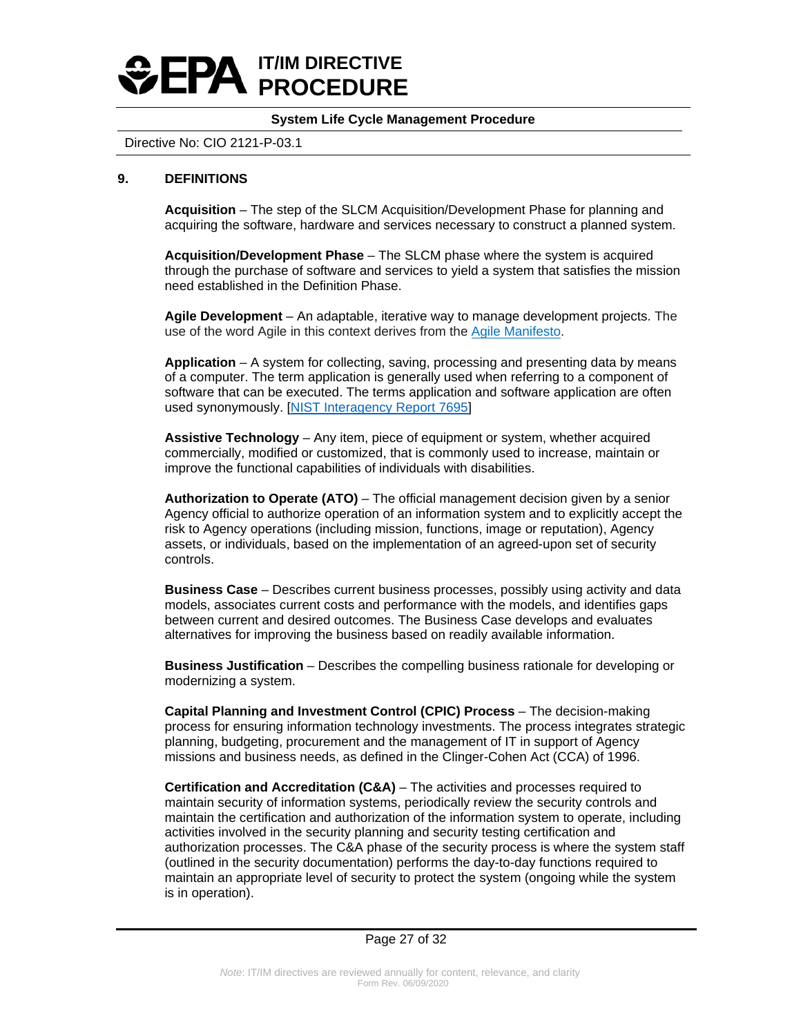## 9. DEFINITIONS

**Acquisition** – The step of the SLCM Acquisition/Development Phase for planning and acquiring the software, hardware and services necessary to construct a planned system.

**Acquisition/Development Phase** – The SLCM phase where the system is acquired through the purchase of software and services to yield a system that satisfies the mission need established in the Definition Phase.

**Agile Development** – An adaptable, iterative way to manage development projects. The use of the word Agile in this context derives from the Agile Manifesto.

**Application** – A system for collecting, saving, processing and presenting data by means of a computer. The term application is generally used when referring to a component of software that can be executed. The terms application and software application are often used synonymously. [NIST Interagency Report 7695]

**Assistive Technology** – Any item, piece of equipment or system, whether acquired commercially, modified or customized, that is commonly used to increase, maintain or improve the functional capabilities of individuals with disabilities.

**Authorization to Operate (ATO)** – The official management decision given by a senior Agency official to authorize operation of an information system and to explicitly accept the risk to Agency operations (including mission, functions, image or reputation), Agency assets, or individuals, based on the implementation of an agreed-upon set of security controls.

**Business Case** – Describes current business processes, possibly using activity and data models, associates current costs and performance with the models, and identifies gaps between current and desired outcomes. The Business Case develops and evaluates alternatives for improving the business based on readily available information.

**Business Justification** – Describes the compelling business rationale for developing or modernizing a system.

**Capital Planning and Investment Control (CPIC) Process** – The decision-making process for ensuring information technology investments. The process integrates strategic planning, budgeting, procurement and the management of IT in support of Agency missions and business needs, as defined in the Clinger-Cohen Act (CCA) of 1996.

**Certification and Accreditation (C&A)** – The activities and processes required to maintain security of information systems, periodically review the security controls and maintain the certification and authorization of the information system to operate, including activities involved in the security planning and security testing certification and authorization processes. The C&A phase of the security process is where the system staff (outlined in the security documentation) performs the day-to-day functions required to maintain an appropriate level of security to protect the system (ongoing while the system is in operation).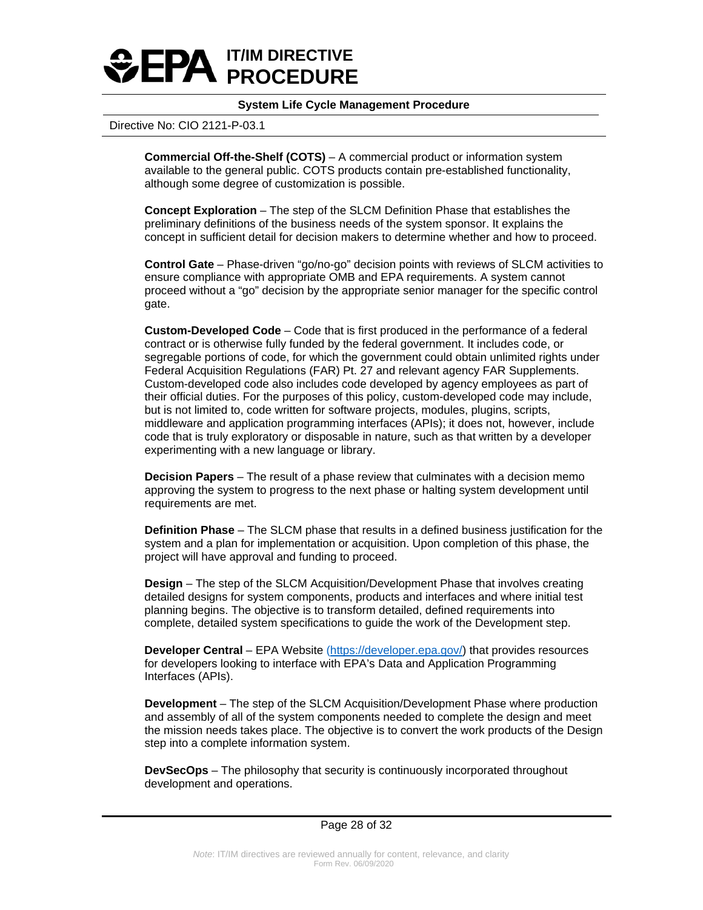**Commercial Off-the-Shelf (COTS)** – A commercial product or information system available to the general public. COTS products contain pre-established functionality, although some degree of customization is possible.

**Concept Exploration** – The step of the SLCM Definition Phase that establishes the preliminary definitions of the business needs of the system sponsor. It explains the concept in sufficient detail for decision makers to determine whether and how to proceed.

**Control Gate** – Phase-driven "go/no-go" decision points with reviews of SLCM activities to ensure compliance with appropriate OMB and EPA requirements. A system cannot proceed without a "go" decision by the appropriate senior manager for the specific control gate.

**Custom-Developed Code** – Code that is first produced in the performance of a federal contract or is otherwise fully funded by the federal government. It includes code, or segregable portions of code, for which the government could obtain unlimited rights under Federal Acquisition Regulations (FAR) Pt. 27 and relevant agency FAR Supplements. Custom-developed code also includes code developed by agency employees as part of their official duties. For the purposes of this policy, custom-developed code may include, but is not limited to, code written for software projects, modules, plugins, scripts, middleware and application programming interfaces (APIs); it does not, however, include code that is truly exploratory or disposable in nature, such as that written by a developer experimenting with a new language or library.

**Decision Papers** – The result of a phase review that culminates with a decision memo approving the system to progress to the next phase or halting system development until requirements are met.

**Definition Phase** – The SLCM phase that results in a defined business justification for the system and a plan for implementation or acquisition. Upon completion of this phase, the project will have approval and funding to proceed.

**Design** – The step of the SLCM Acquisition/Development Phase that involves creating detailed designs for system components, products and interfaces and where initial test planning begins. The objective is to transform detailed, defined requirements into complete, detailed system specifications to guide the work of the Development step.

**Developer Central** – EPA Website ([https://developer.epa.gov/](https://developer.epa.gov/)) that provides resources for developers looking to interface with EPA's Data and Application Programming Interfaces (APIs).

**Development** – The step of the SLCM Acquisition/Development Phase where production and assembly of all of the system components needed to complete the design and meet the mission needs takes place. The objective is to convert the work products of the Design step into a complete information system.

**DevSecOps** – The philosophy that security is continuously incorporated throughout development and operations.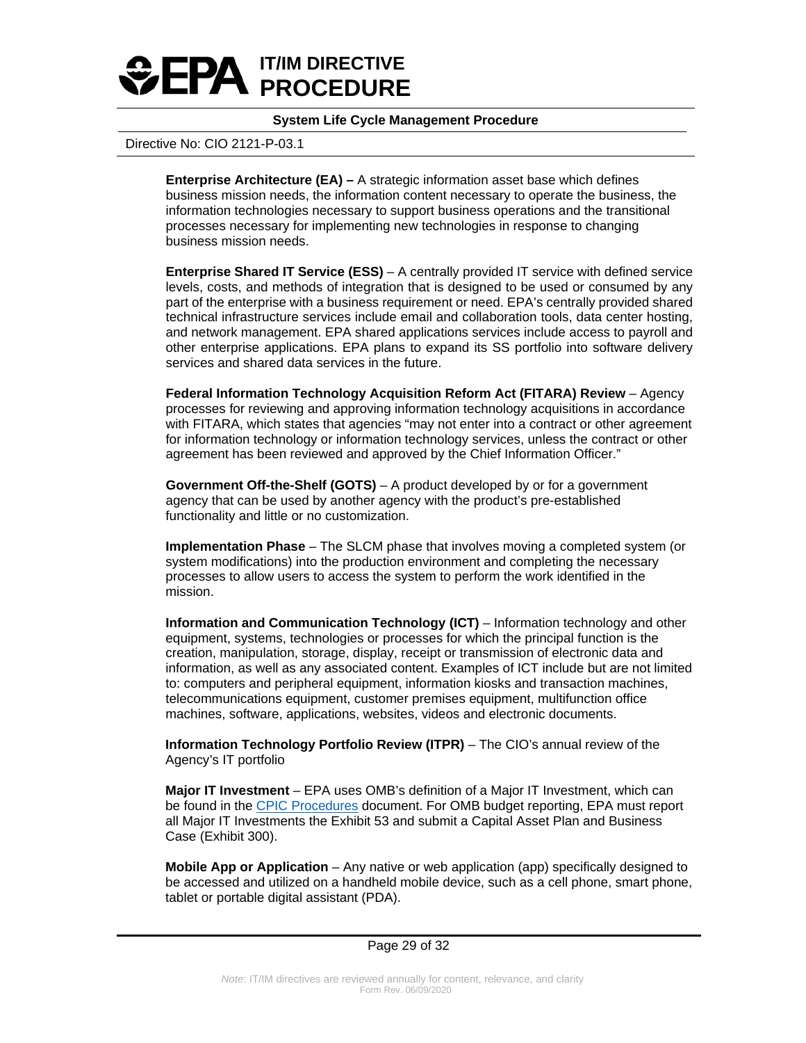**Enterprise Architecture (EA) –** A strategic information asset base which defines business mission needs, the information content necessary to operate the business, the information technologies necessary to support business operations and the transitional processes necessary for implementing new technologies in response to changing business mission needs.

**Enterprise Shared IT Service (ESS)** – A centrally provided IT service with defined service levels, costs, and methods of integration that is designed to be used or consumed by any part of the enterprise with a business requirement or need. EPA's centrally provided shared technical infrastructure services include email and collaboration tools, data center hosting, and network management. EPA shared applications services include access to payroll and other enterprise applications. EPA plans to expand its SS portfolio into software delivery services and shared data services in the future.

**Federal Information Technology Acquisition Reform Act (FITARA) Review** – Agency processes for reviewing and approving information technology acquisitions in accordance with FITARA, which states that agencies "may not enter into a contract or other agreement for information technology or information technology services, unless the contract or other agreement has been reviewed and approved by the Chief Information Officer."

**Government Off-the-Shelf (GOTS)** – A product developed by or for a government agency that can be used by another agency with the product's pre-established functionality and little or no customization.

**Implementation Phase** – The SLCM phase that involves moving a completed system (or system modifications) into the production environment and completing the necessary processes to allow users to access the system to perform the work identified in the mission.

**Information and Communication Technology (ICT)** – Information technology and other equipment, systems, technologies or processes for which the principal function is the creation, manipulation, storage, display, receipt or transmission of electronic data and information, as well as any associated content. Examples of ICT include but are not limited to: computers and peripheral equipment, information kiosks and transaction machines, telecommunications equipment, customer premises equipment, multifunction office machines, software, applications, websites, videos and electronic documents.

**Information Technology Portfolio Review (ITPR)** – The CIO's annual review of the Agency's IT portfolio

**Major IT Investment** – EPA uses OMB's definition of a Major IT Investment, which can be found in the CPIC Procedures document. For OMB budget reporting, EPA must report all Major IT Investments the Exhibit 53 and submit a Capital Asset Plan and Business Case (Exhibit 300).

**Mobile App or Application** – Any native or web application (app) specifically designed to be accessed and utilized on a handheld mobile device, such as a cell phone, smart phone, tablet or portable digital assistant (PDA).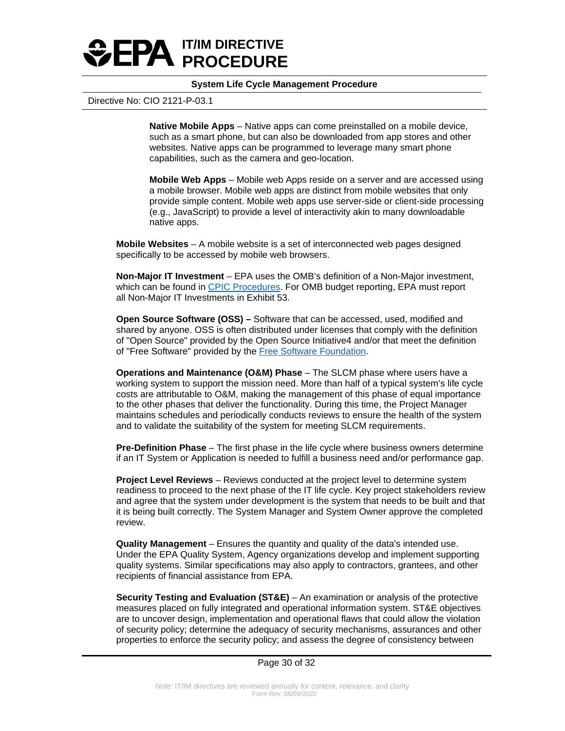**Native Mobile Apps** – Native apps can come preinstalled on a mobile device, such as a smart phone, but can also be downloaded from app stores and other websites. Native apps can be programmed to leverage many smart phone capabilities, such as the camera and geo-location.

**Mobile Web Apps** – Mobile web Apps reside on a server and are accessed using a mobile browser. Mobile web apps are distinct from mobile websites that only provide simple content. Mobile web apps use server-side or client-side processing (e.g., JavaScript) to provide a level of interactivity akin to many downloadable native apps.

**Mobile Websites** – A mobile website is a set of interconnected web pages designed specifically to be accessed by mobile web browsers.

**Non-Major IT Investment** – EPA uses the OMB's definition of a Non-Major investment, which can be found in CPIC Procedures. For OMB budget reporting, EPA must report all Non-Major IT Investments in Exhibit 53.

**Open Source Software (OSS) –** Software that can be accessed, used, modified and shared by anyone. OSS is often distributed under licenses that comply with the definition of "Open Source" provided by the Open Source Initiative4 and/or that meet the definition of "Free Software" provided by the Free Software Foundation.

**Operations and Maintenance (O&M) Phase** – The SLCM phase where users have a working system to support the mission need. More than half of a typical system's life cycle costs are attributable to O&M, making the management of this phase of equal importance to the other phases that deliver the functionality. During this time, the Project Manager maintains schedules and periodically conducts reviews to ensure the health of the system and to validate the suitability of the system for meeting SLCM requirements.

**Pre-Definition Phase** – The first phase in the life cycle where business owners determine if an IT System or Application is needed to fulfill a business need and/or performance gap.

**Project Level Reviews** – Reviews conducted at the project level to determine system readiness to proceed to the next phase of the IT life cycle. Key project stakeholders review and agree that the system under development is the system that needs to be built and that it is being built correctly. The System Manager and System Owner approve the completed review.

**Quality Management** – Ensures the quantity and quality of the data's intended use. Under the EPA Quality System, Agency organizations develop and implement supporting quality systems. Similar specifications may also apply to contractors, grantees, and other recipients of financial assistance from EPA.

**Security Testing and Evaluation (ST&E)** – An examination or analysis of the protective measures placed on fully integrated and operational information system. ST&E objectives are to uncover design, implementation and operational flaws that could allow the violation of security policy; determine the adequacy of security mechanisms, assurances and other properties to enforce the security policy; and assess the degree of consistency between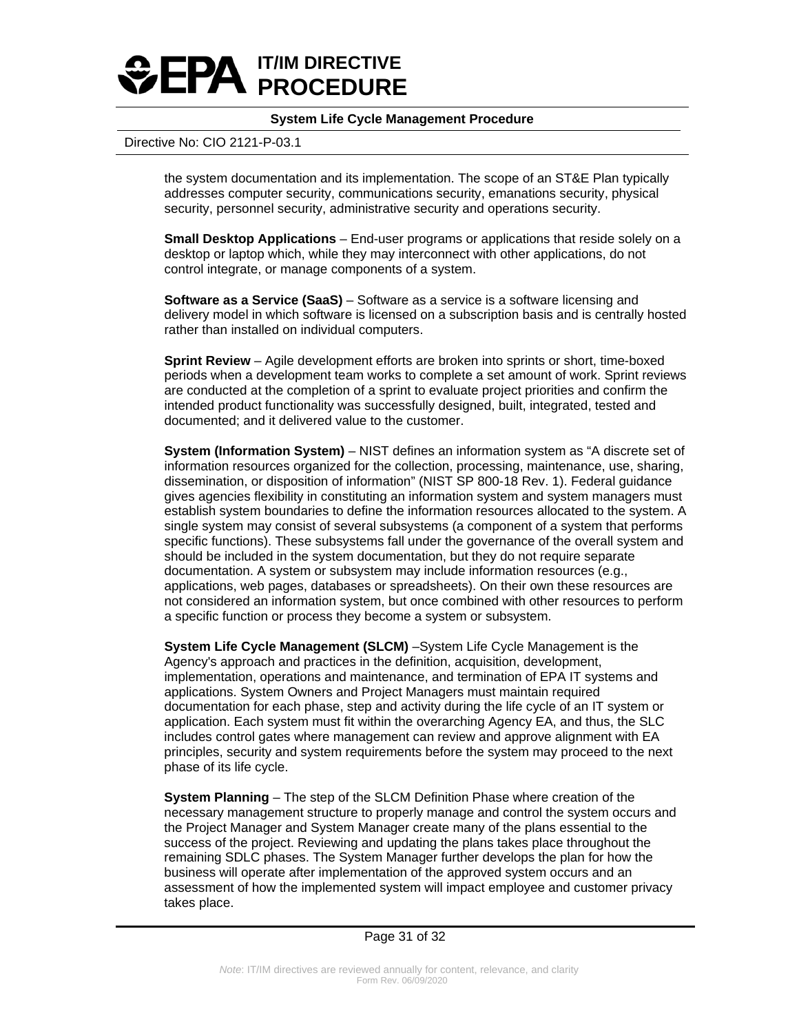the system documentation and its implementation. The scope of an ST&E Plan typically addresses computer security, communications security, emanations security, physical security, personnel security, administrative security and operations security.

**Small Desktop Applications** – End-user programs or applications that reside solely on a desktop or laptop which, while they may interconnect with other applications, do not control integrate, or manage components of a system.

**Software as a Service (SaaS)** – Software as a service is a software licensing and delivery model in which software is licensed on a subscription basis and is centrally hosted rather than installed on individual computers.

**Sprint Review** – Agile development efforts are broken into sprints or short, time-boxed periods when a development team works to complete a set amount of work. Sprint reviews are conducted at the completion of a sprint to evaluate project priorities and confirm the intended product functionality was successfully designed, built, integrated, tested and documented; and it delivered value to the customer.

**System (Information System)** – NIST defines an information system as "A discrete set of information resources organized for the collection, processing, maintenance, use, sharing, dissemination, or disposition of information" (NIST SP 800-18 Rev. 1). Federal guidance gives agencies flexibility in constituting an information system and system managers must establish system boundaries to define the information resources allocated to the system. A single system may consist of several subsystems (a component of a system that performs specific functions). These subsystems fall under the governance of the overall system and should be included in the system documentation, but they do not require separate documentation. A system or subsystem may include information resources (e.g., applications, web pages, databases or spreadsheets). On their own these resources are not considered an information system, but once combined with other resources to perform a specific function or process they become a system or subsystem.

**System Life Cycle Management (SLCM)** –System Life Cycle Management is the Agency's approach and practices in the definition, acquisition, development, implementation, operations and maintenance, and termination of EPA IT systems and applications. System Owners and Project Managers must maintain required documentation for each phase, step and activity during the life cycle of an IT system or application. Each system must fit within the overarching Agency EA, and thus, the SLC includes control gates where management can review and approve alignment with EA principles, security and system requirements before the system may proceed to the next phase of its life cycle.

**System Planning** – The step of the SLCM Definition Phase where creation of the necessary management structure to properly manage and control the system occurs and the Project Manager and System Manager create many of the plans essential to the success of the project. Reviewing and updating the plans takes place throughout the remaining SDLC phases. The System Manager further develops the plan for how the business will operate after implementation of the approved system occurs and an assessment of how the implemented system will impact employee and customer privacy takes place.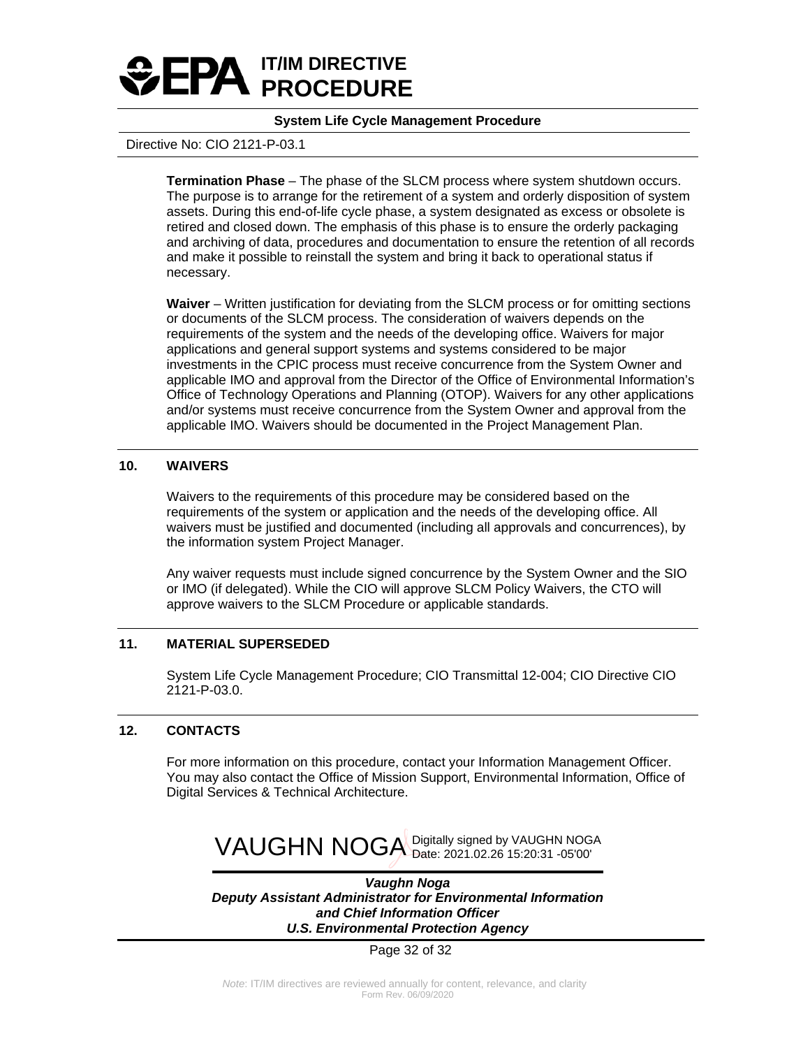**Termination Phase** – The phase of the SLCM process where system shutdown occurs. The purpose is to arrange for the retirement of a system and orderly disposition of system assets. During this end-of-life cycle phase, a system designated as excess or obsolete is retired and closed down. The emphasis of this phase is to ensure the orderly packaging and archiving of data, procedures and documentation to ensure the retention of all records and make it possible to reinstall the system and bring it back to operational status if necessary.

**Waiver** – Written justification for deviating from the SLCM process or for omitting sections or documents of the SLCM process. The consideration of waivers depends on the requirements of the system and the needs of the developing office. Waivers for major applications and general support systems and systems considered to be major investments in the CPIC process must receive concurrence from the System Owner and applicable IMO and approval from the Director of the Office of Environmental Information's Office of Technology Operations and Planning (OTOP). Waivers for any other applications and/or systems must receive concurrence from the System Owner and approval from the applicable IMO. Waivers should be documented in the Project Management Plan.

## 10. WAIVERS

Waivers to the requirements of this procedure may be considered based on the requirements of the system or application and the needs of the developing office. All waivers must be justified and documented (including all approvals and concurrences), by the information system Project Manager.

Any waiver requests must include signed concurrence by the System Owner and the SIO or IMO (if delegated). While the CIO will approve SLCM Policy Waivers, the CTO will approve waivers to the SLCM Procedure or applicable standards.

## 11. MATERIAL SUPERSEDED

System Life Cycle Management Procedure; CIO Transmittal 12-004; CIO Directive CIO 2121-P-03.0.

## 12. CONTACTS

For more information on this procedure, contact your Information Management Officer. You may also contact the Office of Mission Support, Environmental Information, Office of Digital Services & Technical Architecture.

VAUGHN NOGA Digitally signed by VAUGHN NOGA Date: 2021.02.26 15:20:31 -05'00'

***Vaughn Noga***
***Deputy Assistant Administrator for Environmental Information and Chief Information Officer***
***U.S. Environmental Protection Agency***